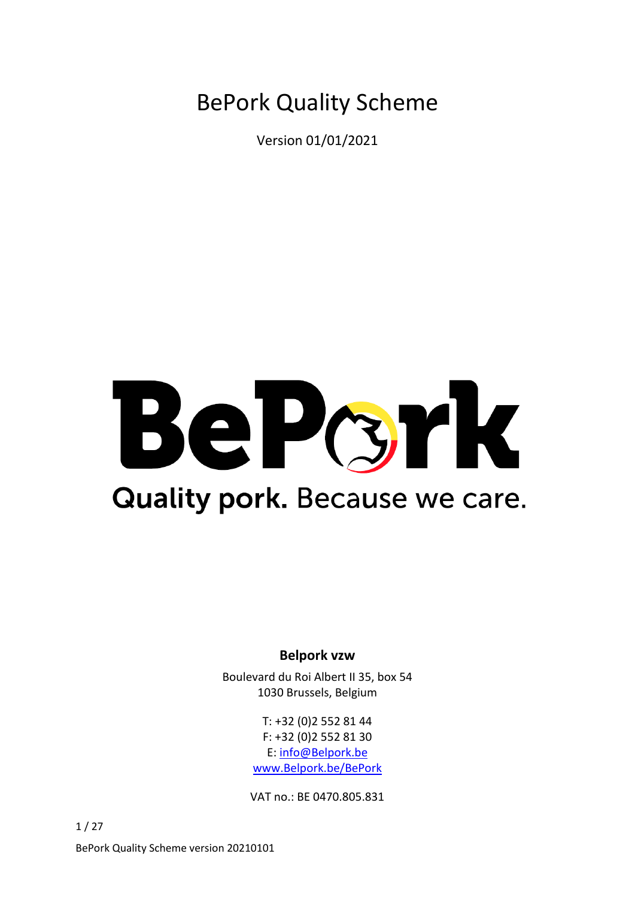# BePork Quality Scheme

Version 01/01/2021

BePork

Quality pork. Because we care.

**Belpork vzw**

Boulevard du Roi Albert II 35, box 54
1030 Brussels, Belgium

T: +32 (0)2 552 81 44
F: +32 (0)2 552 81 30
E: info@Belpork.be
www.Belpork.be/BePork

VAT no.: BE 0470.805.831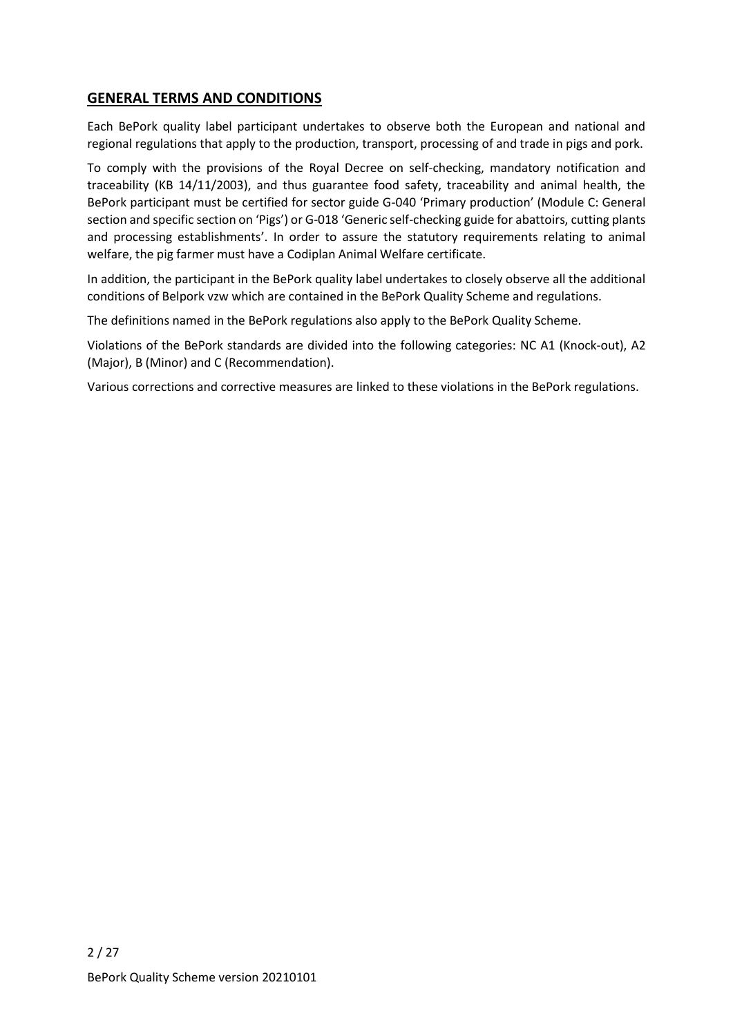## GENERAL TERMS AND CONDITIONS

Each BePork quality label participant undertakes to observe both the European and national and regional regulations that apply to the production, transport, processing of and trade in pigs and pork.

To comply with the provisions of the Royal Decree on self-checking, mandatory notification and traceability (KB 14/11/2003), and thus guarantee food safety, traceability and animal health, the BePork participant must be certified for sector guide G-040 'Primary production' (Module C: General section and specific section on 'Pigs') or G-018 'Generic self-checking guide for abattoirs, cutting plants and processing establishments'. In order to assure the statutory requirements relating to animal welfare, the pig farmer must have a Codiplan Animal Welfare certificate.

In addition, the participant in the BePork quality label undertakes to closely observe all the additional conditions of Belpork vzw which are contained in the BePork Quality Scheme and regulations.

The definitions named in the BePork regulations also apply to the BePork Quality Scheme.

Violations of the BePork standards are divided into the following categories: NC A1 (Knock-out), A2 (Major), B (Minor) and C (Recommendation).

Various corrections and corrective measures are linked to these violations in the BePork regulations.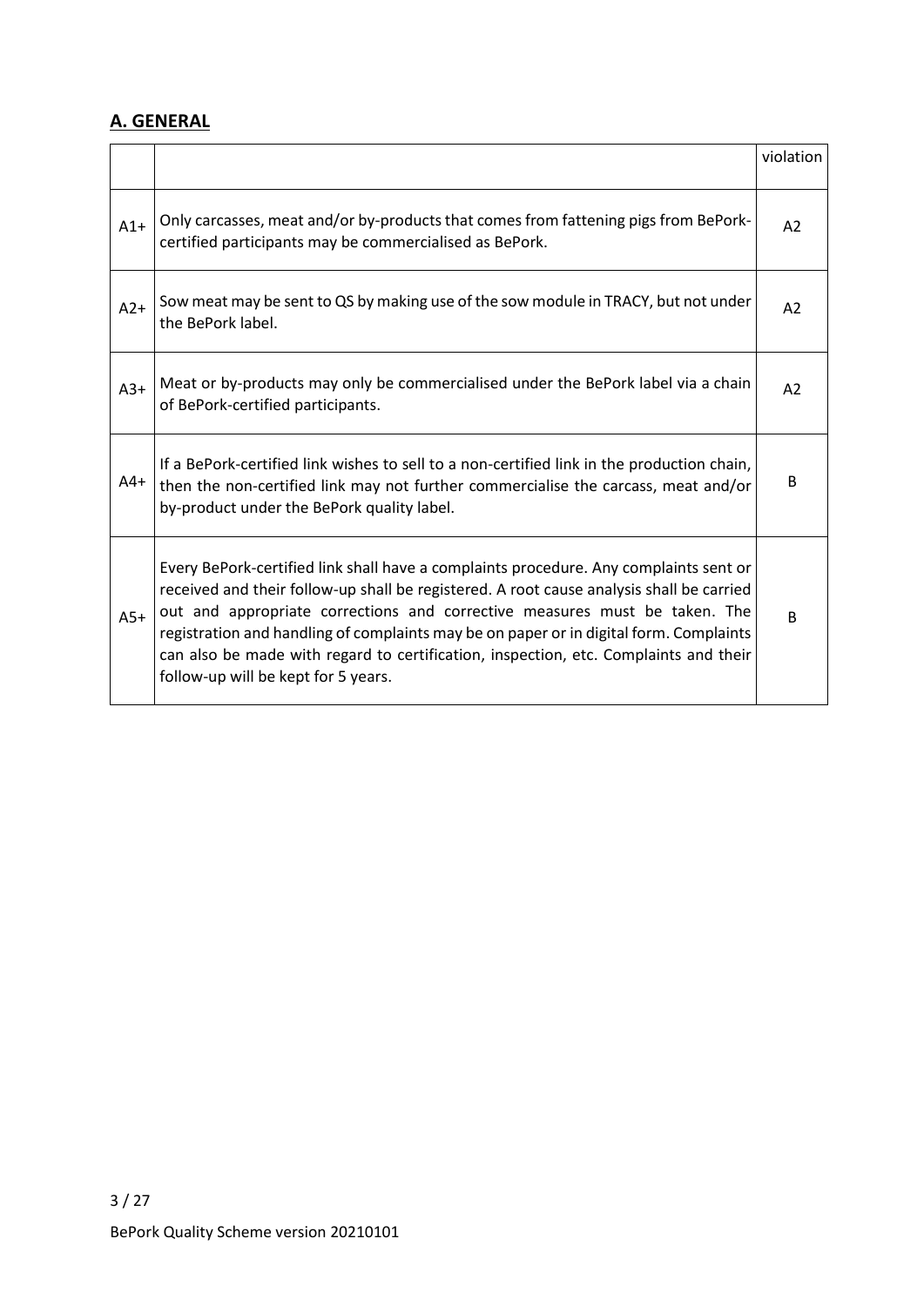## A. GENERAL

| | | violation |
|---|---|---|
| A1+ | Only carcasses, meat and/or by-products that comes from fattening pigs from BePork-certified participants may be commercialised as BePork. | A2 |
| A2+ | Sow meat may be sent to QS by making use of the sow module in TRACY, but not under the BePork label. | A2 |
| A3+ | Meat or by-products may only be commercialised under the BePork label via a chain of BePork-certified participants. | A2 |
| A4+ | If a BePork-certified link wishes to sell to a non-certified link in the production chain, then the non-certified link may not further commercialise the carcass, meat and/or by-product under the BePork quality label. | B |
| A5+ | Every BePork-certified link shall have a complaints procedure. Any complaints sent or received and their follow-up shall be registered. A root cause analysis shall be carried out and appropriate corrections and corrective measures must be taken. The registration and handling of complaints may be on paper or in digital form. Complaints can also be made with regard to certification, inspection, etc. Complaints and their follow-up will be kept for 5 years. | B |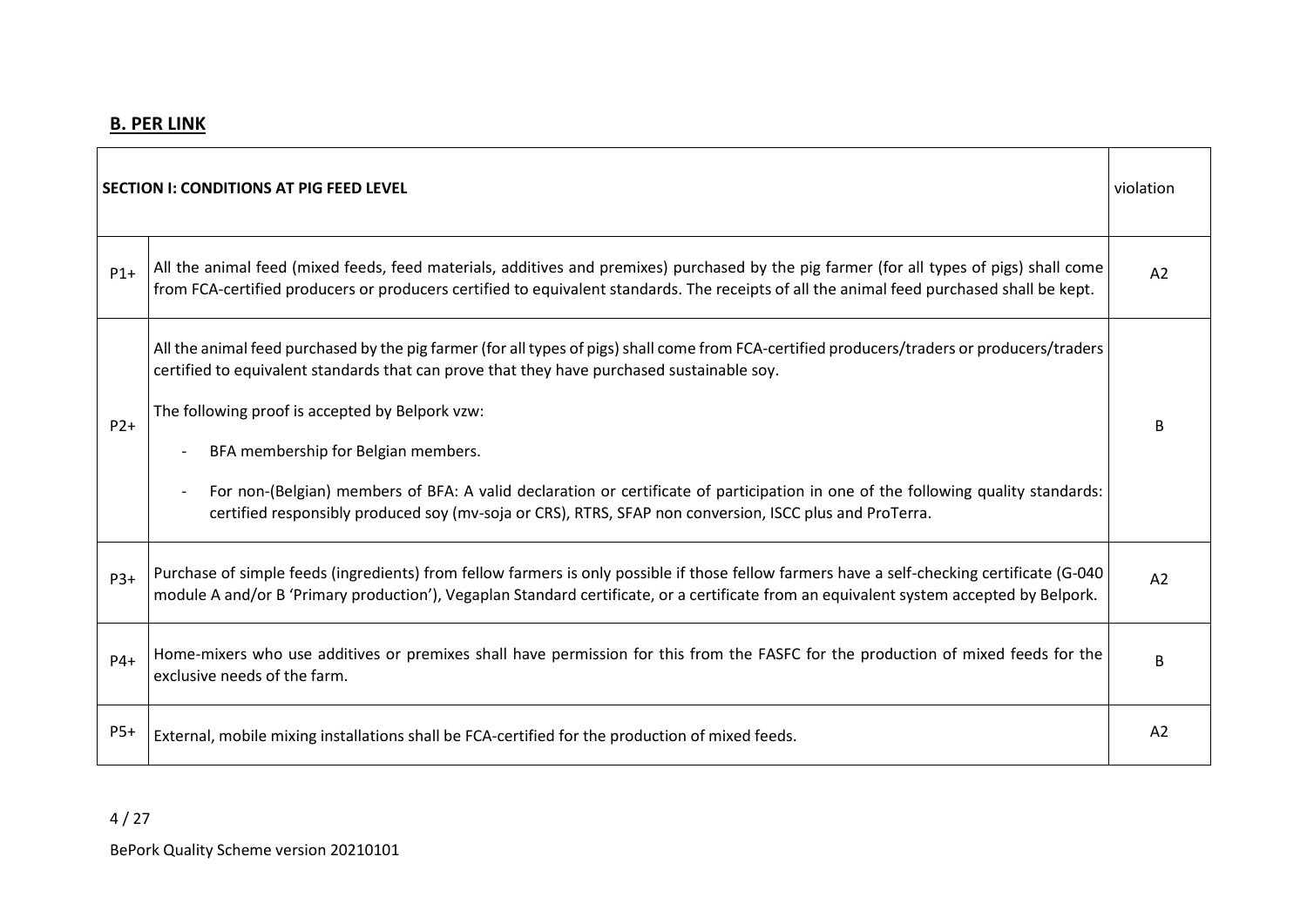## B. PER LINK

| SECTION I: CONDITIONS AT PIG FEED LEVEL | | violation |
|---|---|---|
| P1+ | All the animal feed (mixed feeds, feed materials, additives and premixes) purchased by the pig farmer (for all types of pigs) shall come from FCA-certified producers or producers certified to equivalent standards. The receipts of all the animal feed purchased shall be kept. | A2 |
| P2+ | All the animal feed purchased by the pig farmer (for all types of pigs) shall come from FCA-certified producers/traders or producers/traders certified to equivalent standards that can prove that they have purchased sustainable soy.<br><br>The following proof is accepted by Belpork vzw:<br><br>- BFA membership for Belgian members.<br>- For non-(Belgian) members of BFA: A valid declaration or certificate of participation in one of the following quality standards: certified responsibly produced soy (mv-soja or CRS), RTRS, SFAP non conversion, ISCC plus and ProTerra. | B |
| P3+ | Purchase of simple feeds (ingredients) from fellow farmers is only possible if those fellow farmers have a self-checking certificate (G-040 module A and/or B 'Primary production'), Vegaplan Standard certificate, or a certificate from an equivalent system accepted by Belpork. | A2 |
| P4+ | Home-mixers who use additives or premixes shall have permission for this from the FASFC for the production of mixed feeds for the exclusive needs of the farm. | B |
| P5+ | External, mobile mixing installations shall be FCA-certified for the production of mixed feeds. | A2 |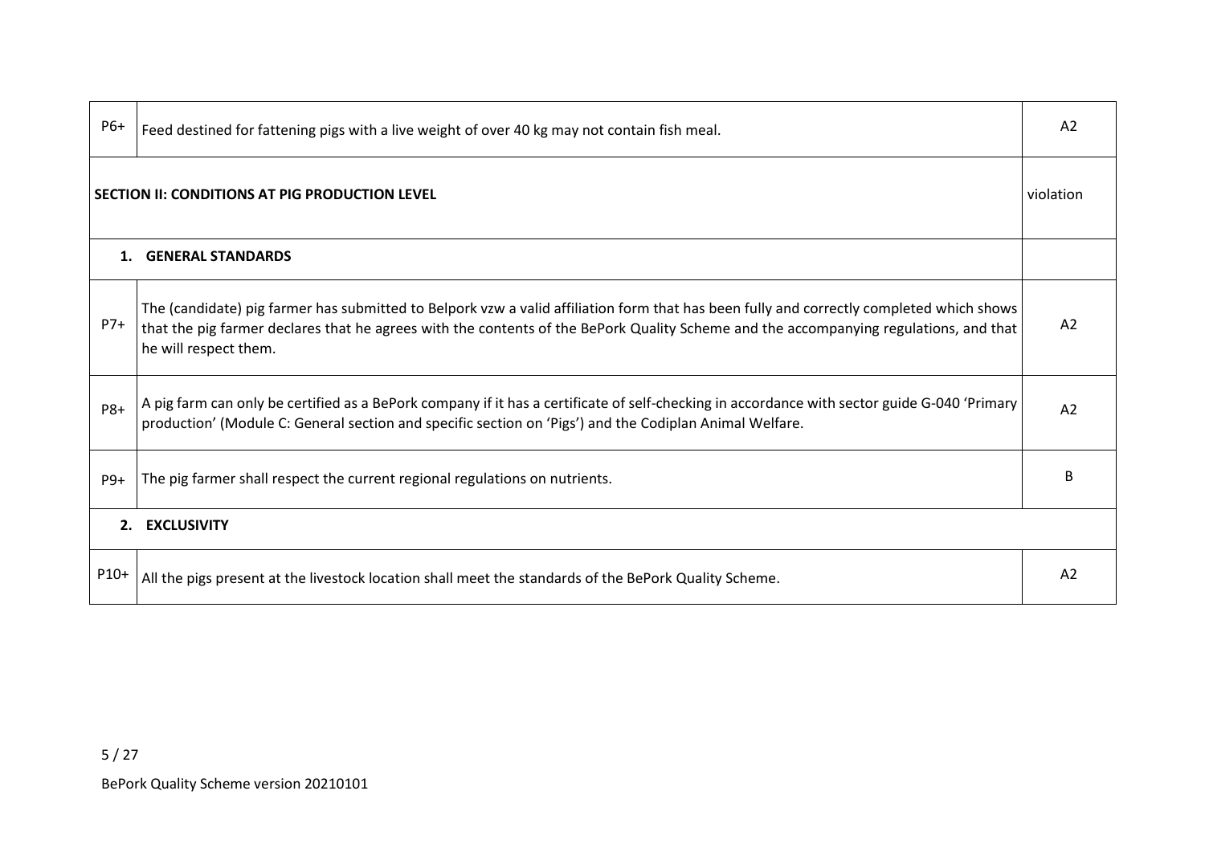| | | |
|---|---|---|
| P6+ | Feed destined for fattening pigs with a live weight of over 40 kg may not contain fish meal. | A2 |
| **SECTION II: CONDITIONS AT PIG PRODUCTION LEVEL** | | violation |
| **1. GENERAL STANDARDS** | | |
| P7+ | The (candidate) pig farmer has submitted to Belpork vzw a valid affiliation form that has been fully and correctly completed which shows that the pig farmer declares that he agrees with the contents of the BePork Quality Scheme and the accompanying regulations, and that he will respect them. | A2 |
| P8+ | A pig farm can only be certified as a BePork company if it has a certificate of self-checking in accordance with sector guide G-040 'Primary production' (Module C: General section and specific section on 'Pigs') and the Codiplan Animal Welfare. | A2 |
| P9+ | The pig farmer shall respect the current regional regulations on nutrients. | B |
| **2. EXCLUSIVITY** | | |
| P10+ | All the pigs present at the livestock location shall meet the standards of the BePork Quality Scheme. | A2 |

BePork Quality Scheme version 20210101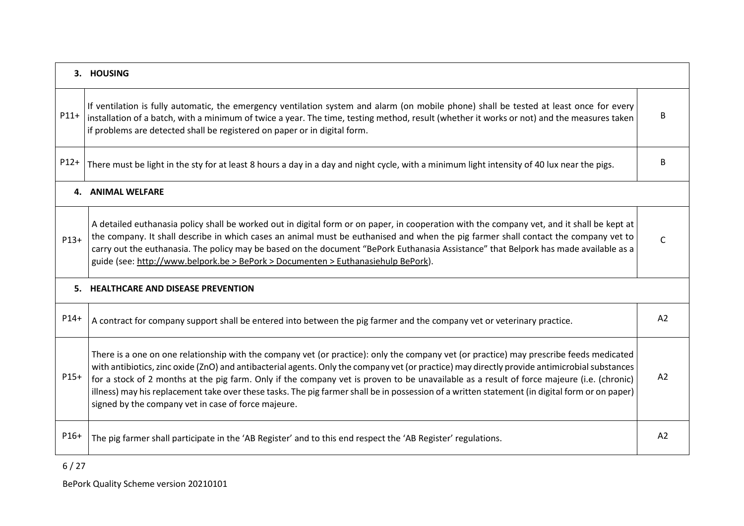| 3. HOUSING | | |
|---|---|---|
| P11+ | If ventilation is fully automatic, the emergency ventilation system and alarm (on mobile phone) shall be tested at least once for every installation of a batch, with a minimum of twice a year. The time, testing method, result (whether it works or not) and the measures taken if problems are detected shall be registered on paper or in digital form. | B |
| P12+ | There must be light in the sty for at least 8 hours a day in a day and night cycle, with a minimum light intensity of 40 lux near the pigs. | B |
| **4. ANIMAL WELFARE** | | |
| P13+ | A detailed euthanasia policy shall be worked out in digital form or on paper, in cooperation with the company vet, and it shall be kept at the company. It shall describe in which cases an animal must be euthanised and when the pig farmer shall contact the company vet to carry out the euthanasia. The policy may be based on the document "BePork Euthanasia Assistance" that Belpork has made available as a guide (see: http://www.belpork.be > BePork > Documenten > Euthanasiehulp BePork). | C |
| **5. HEALTHCARE AND DISEASE PREVENTION** | | |
| P14+ | A contract for company support shall be entered into between the pig farmer and the company vet or veterinary practice. | A2 |
| P15+ | There is a one on one relationship with the company vet (or practice): only the company vet (or practice) may prescribe feeds medicated with antibiotics, zinc oxide (ZnO) and antibacterial agents. Only the company vet (or practice) may directly provide antimicrobial substances for a stock of 2 months at the pig farm. Only if the company vet is proven to be unavailable as a result of force majeure (i.e. (chronic) illness) may his replacement take over these tasks. The pig farmer shall be in possession of a written statement (in digital form or on paper) signed by the company vet in case of force majeure. | A2 |
| P16+ | The pig farmer shall participate in the 'AB Register' and to this end respect the 'AB Register' regulations. | A2 |

BePork Quality Scheme version 20210101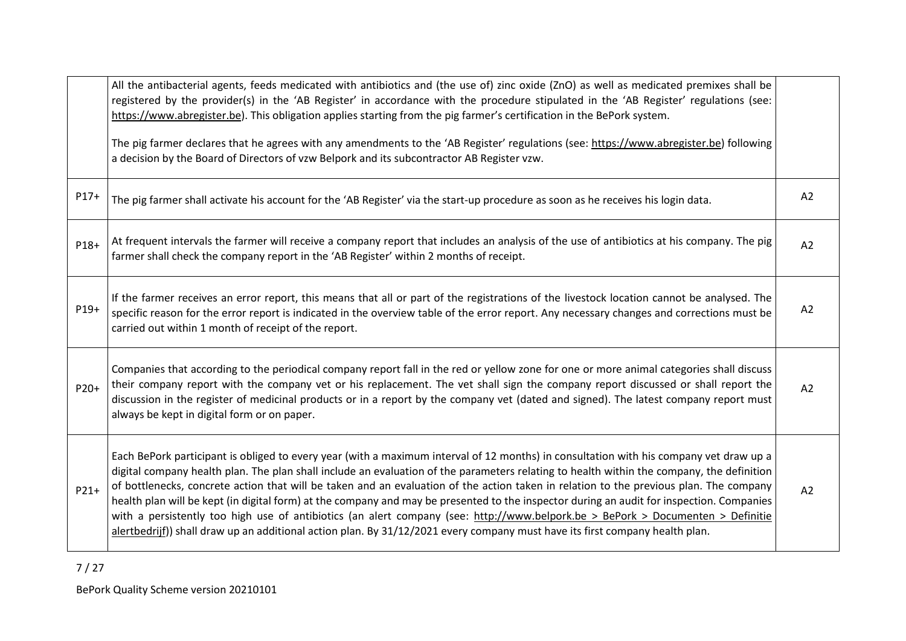| | | |
|---|---|---|
| | All the antibacterial agents, feeds medicated with antibiotics and (the use of) zinc oxide (ZnO) as well as medicated premixes shall be registered by the provider(s) in the 'AB Register' in accordance with the procedure stipulated in the 'AB Register' regulations (see: https://www.abregister.be). This obligation applies starting from the pig farmer's certification in the BePork system.<br><br>The pig farmer declares that he agrees with any amendments to the 'AB Register' regulations (see: https://www.abregister.be) following a decision by the Board of Directors of vzw Belpork and its subcontractor AB Register vzw. | |
| P17+ | The pig farmer shall activate his account for the 'AB Register' via the start-up procedure as soon as he receives his login data. | A2 |
| P18+ | At frequent intervals the farmer will receive a company report that includes an analysis of the use of antibiotics at his company. The pig farmer shall check the company report in the 'AB Register' within 2 months of receipt. | A2 |
| P19+ | If the farmer receives an error report, this means that all or part of the registrations of the livestock location cannot be analysed. The specific reason for the error report is indicated in the overview table of the error report. Any necessary changes and corrections must be carried out within 1 month of receipt of the report. | A2 |
| P20+ | Companies that according to the periodical company report fall in the red or yellow zone for one or more animal categories shall discuss their company report with the company vet or his replacement. The vet shall sign the company report discussed or shall report the discussion in the register of medicinal products or in a report by the company vet (dated and signed). The latest company report must always be kept in digital form or on paper. | A2 |
| P21+ | Each BePork participant is obliged to every year (with a maximum interval of 12 months) in consultation with his company vet draw up a digital company health plan. The plan shall include an evaluation of the parameters relating to health within the company, the definition of bottlenecks, concrete action that will be taken and an evaluation of the action taken in relation to the previous plan. The company health plan will be kept (in digital form) at the company and may be presented to the inspector during an audit for inspection. Companies with a persistently too high use of antibiotics (an alert company (see: http://www.belpork.be > BePork > Documenten > Definitie alertbedrijf)) shall draw up an additional action plan. By 31/12/2021 every company must have its first company health plan. | A2 |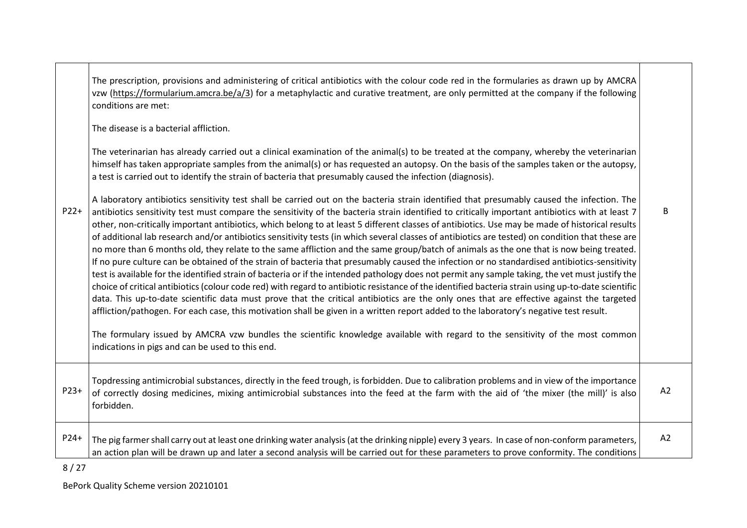| | | |
|---|---|---|
| P22+ | The prescription, provisions and administering of critical antibiotics with the colour code red in the formularies as drawn up by AMCRA vzw (https://formularium.amcra.be/a/3) for a metaphylactic and curative treatment, are only permitted at the company if the following conditions are met:<br><br>The disease is a bacterial affliction.<br><br>The veterinarian has already carried out a clinical examination of the animal(s) to be treated at the company, whereby the veterinarian himself has taken appropriate samples from the animal(s) or has requested an autopsy. On the basis of the samples taken or the autopsy, a test is carried out to identify the strain of bacteria that presumably caused the infection (diagnosis).<br><br>A laboratory antibiotics sensitivity test shall be carried out on the bacteria strain identified that presumably caused the infection. The antibiotics sensitivity test must compare the sensitivity of the bacteria strain identified to critically important antibiotics with at least 7 other, non-critically important antibiotics, which belong to at least 5 different classes of antibiotics. Use may be made of historical results of additional lab research and/or antibiotics sensitivity tests (in which several classes of antibiotics are tested) on condition that these are no more than 6 months old, they relate to the same affliction and the same group/batch of animals as the one that is now being treated. If no pure culture can be obtained of the strain of bacteria that presumably caused the infection or no standardised antibiotics-sensitivity test is available for the identified strain of bacteria or if the intended pathology does not permit any sample taking, the vet must justify the choice of critical antibiotics (colour code red) with regard to antibiotic resistance of the identified bacteria strain using up-to-date scientific data. This up-to-date scientific data must prove that the critical antibiotics are the only ones that are effective against the targeted affliction/pathogen. For each case, this motivation shall be given in a written report added to the laboratory's negative test result.<br><br>The formulary issued by AMCRA vzw bundles the scientific knowledge available with regard to the sensitivity of the most common indications in pigs and can be used to this end. | B |
| P23+ | Topdressing antimicrobial substances, directly in the feed trough, is forbidden. Due to calibration problems and in view of the importance of correctly dosing medicines, mixing antimicrobial substances into the feed at the farm with the aid of 'the mixer (the mill)' is also forbidden. | A2 |
| P24+ | The pig farmer shall carry out at least one drinking water analysis (at the drinking nipple) every 3 years. In case of non-conform parameters, an action plan will be drawn up and later a second analysis will be carried out for these parameters to prove conformity. The conditions | A2 |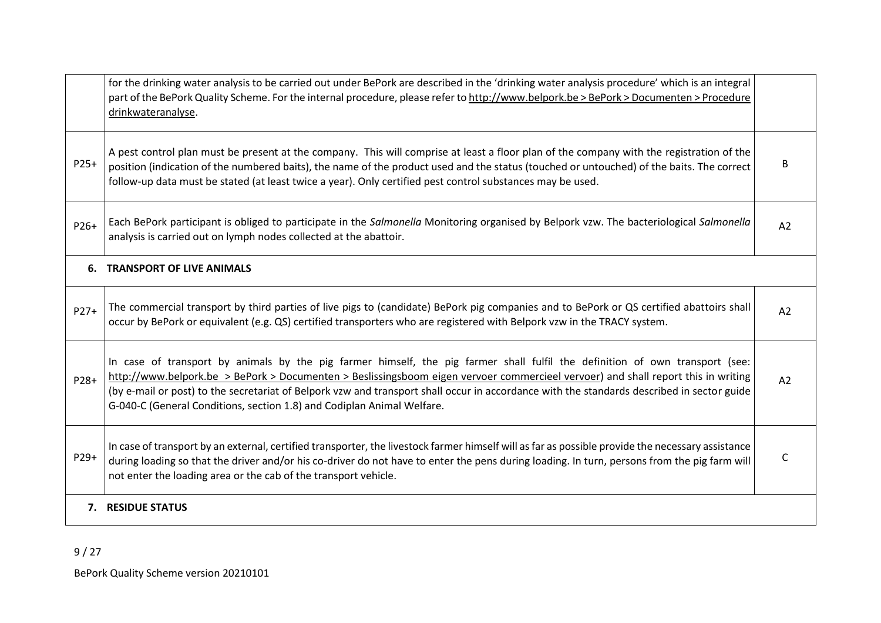| | | |
|---|---|---|
| | for the drinking water analysis to be carried out under BePork are described in the 'drinking water analysis procedure' which is an integral part of the BePork Quality Scheme. For the internal procedure, please refer to http://www.belpork.be > BePork > Documenten > Procedure drinkwateranalyse. | |
| P25+ | A pest control plan must be present at the company. This will comprise at least a floor plan of the company with the registration of the position (indication of the numbered baits), the name of the product used and the status (touched or untouched) of the baits. The correct follow-up data must be stated (at least twice a year). Only certified pest control substances may be used. | B |
| P26+ | Each BePork participant is obliged to participate in the *Salmonella* Monitoring organised by Belpork vzw. The bacteriological *Salmonella* analysis is carried out on lymph nodes collected at the abattoir. | A2 |
| **6. TRANSPORT OF LIVE ANIMALS** | | |
| P27+ | The commercial transport by third parties of live pigs to (candidate) BePork pig companies and to BePork or QS certified abattoirs shall occur by BePork or equivalent (e.g. QS) certified transporters who are registered with Belpork vzw in the TRACY system. | A2 |
| P28+ | In case of transport by animals by the pig farmer himself, the pig farmer shall fulfil the definition of own transport (see: http://www.belpork.be > BePork > Documenten > Beslissingsboom eigen vervoer commercieel vervoer) and shall report this in writing (by e-mail or post) to the secretariat of Belpork vzw and transport shall occur in accordance with the standards described in sector guide G-040-C (General Conditions, section 1.8) and Codiplan Animal Welfare. | A2 |
| P29+ | In case of transport by an external, certified transporter, the livestock farmer himself will as far as possible provide the necessary assistance during loading so that the driver and/or his co-driver do not have to enter the pens during loading. In turn, persons from the pig farm will not enter the loading area or the cab of the transport vehicle. | C |
| **7. RESIDUE STATUS** | | |

BePork Quality Scheme version 20210101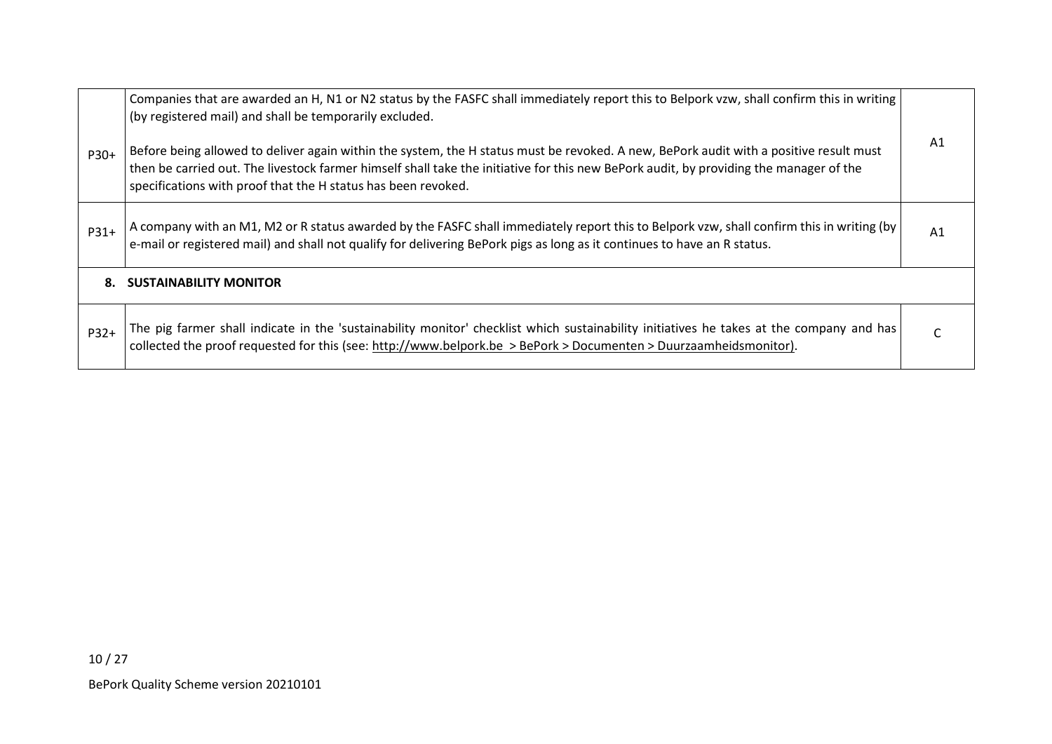| | | |
|---|---|---|
| P30+ | Companies that are awarded an H, N1 or N2 status by the FASFC shall immediately report this to Belpork vzw, shall confirm this in writing (by registered mail) and shall be temporarily excluded.<br><br>Before being allowed to deliver again within the system, the H status must be revoked. A new, BePork audit with a positive result must then be carried out. The livestock farmer himself shall take the initiative for this new BePork audit, by providing the manager of the specifications with proof that the H status has been revoked. | A1 |
| P31+ | A company with an M1, M2 or R status awarded by the FASFC shall immediately report this to Belpork vzw, shall confirm this in writing (by e-mail or registered mail) and shall not qualify for delivering BePork pigs as long as it continues to have an R status. | A1 |
| **8. SUSTAINABILITY MONITOR** | | |
| P32+ | The pig farmer shall indicate in the 'sustainability monitor' checklist which sustainability initiatives he takes at the company and has collected the proof requested for this (see: http://www.belpork.be > BePork > Documenten > Duurzaamheidsmonitor). | C |

BePork Quality Scheme version 20210101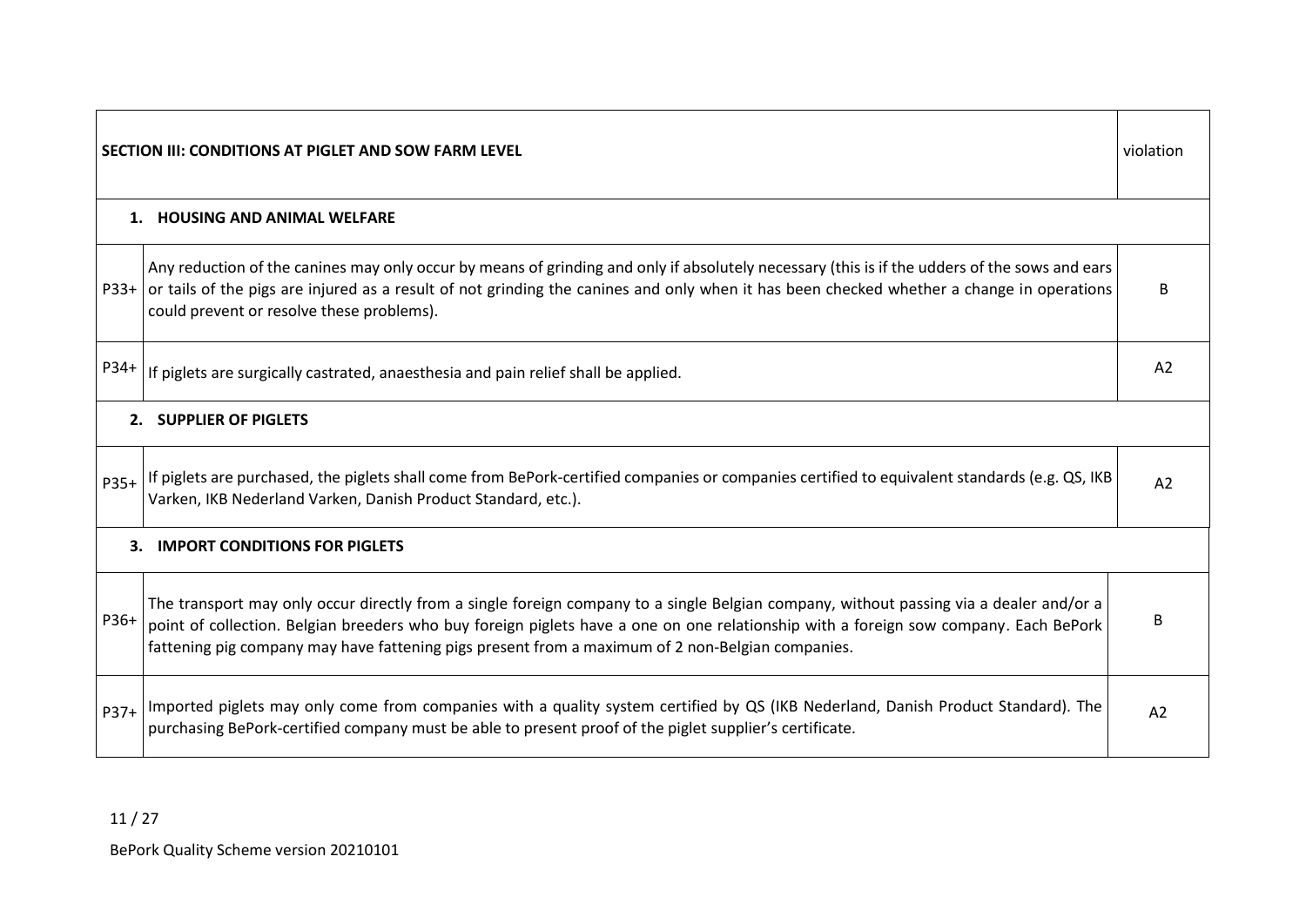| | SECTION III: CONDITIONS AT PIGLET AND SOW FARM LEVEL | violation |
|---|---|---|
| | **1. HOUSING AND ANIMAL WELFARE** | |
| P33+ | Any reduction of the canines may only occur by means of grinding and only if absolutely necessary (this is if the udders of the sows and ears or tails of the pigs are injured as a result of not grinding the canines and only when it has been checked whether a change in operations could prevent or resolve these problems). | B |
| P34+ | If piglets are surgically castrated, anaesthesia and pain relief shall be applied. | A2 |
| | **2. SUPPLIER OF PIGLETS** | |
| P35+ | If piglets are purchased, the piglets shall come from BePork-certified companies or companies certified to equivalent standards (e.g. QS, IKB Varken, IKB Nederland Varken, Danish Product Standard, etc.). | A2 |
| | **3. IMPORT CONDITIONS FOR PIGLETS** | |
| P36+ | The transport may only occur directly from a single foreign company to a single Belgian company, without passing via a dealer and/or a point of collection. Belgian breeders who buy foreign piglets have a one on one relationship with a foreign sow company. Each BePork fattening pig company may have fattening pigs present from a maximum of 2 non-Belgian companies. | B |
| P37+ | Imported piglets may only come from companies with a quality system certified by QS (IKB Nederland, Danish Product Standard). The purchasing BePork-certified company must be able to present proof of the piglet supplier's certificate. | A2 |

BePork Quality Scheme version 20210101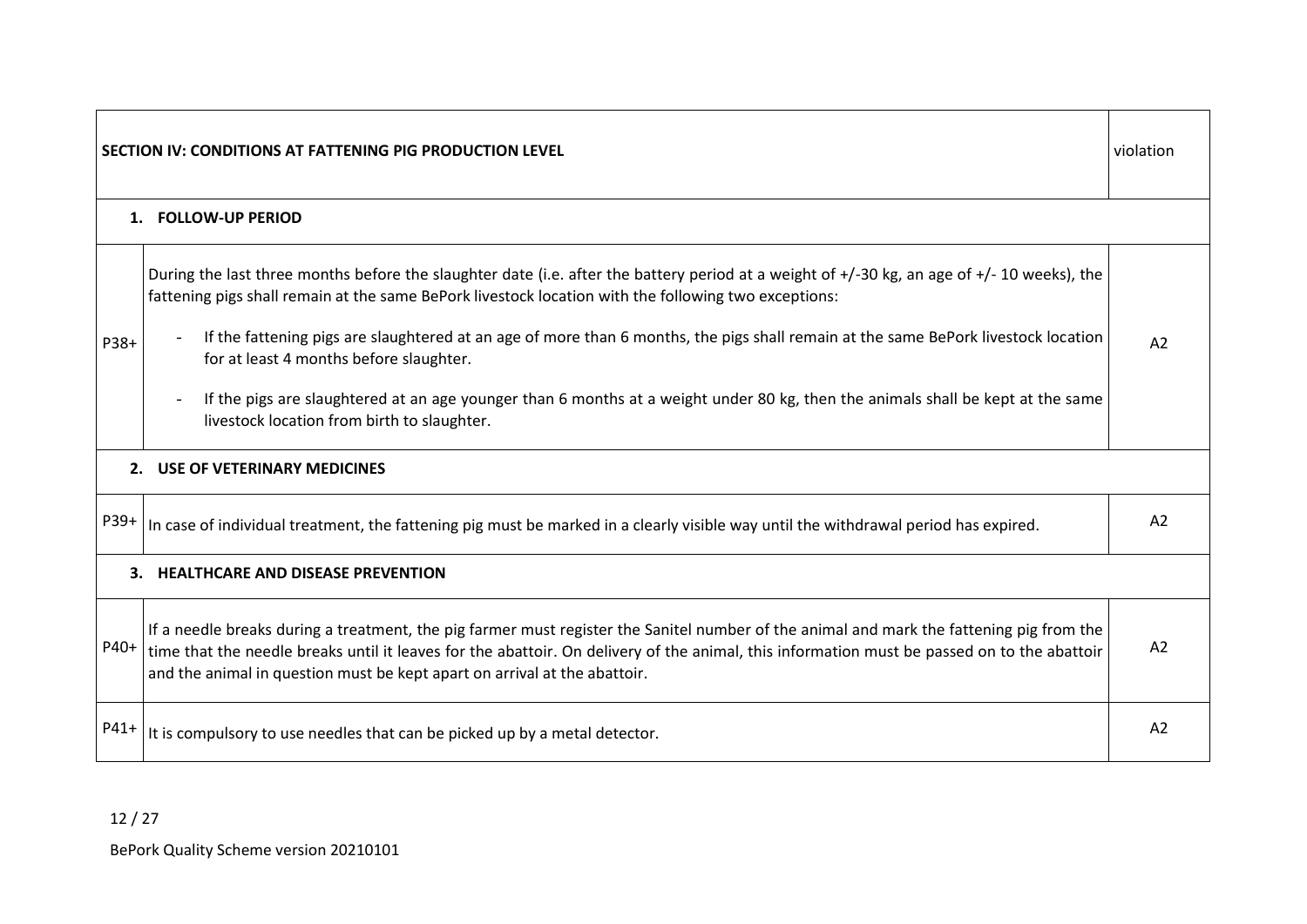| SECTION IV: CONDITIONS AT FATTENING PIG PRODUCTION LEVEL | | violation |
|---|---|---|
| **1. FOLLOW-UP PERIOD** | | |
| P38+ | During the last three months before the slaughter date (i.e. after the battery period at a weight of +/-30 kg, an age of +/- 10 weeks), the fattening pigs shall remain at the same BePork livestock location with the following two exceptions:<br>- If the fattening pigs are slaughtered at an age of more than 6 months, the pigs shall remain at the same BePork livestock location for at least 4 months before slaughter.<br>- If the pigs are slaughtered at an age younger than 6 months at a weight under 80 kg, then the animals shall be kept at the same livestock location from birth to slaughter. | A2 |
| **2. USE OF VETERINARY MEDICINES** | | |
| P39+ | In case of individual treatment, the fattening pig must be marked in a clearly visible way until the withdrawal period has expired. | A2 |
| **3. HEALTHCARE AND DISEASE PREVENTION** | | |
| P40+ | If a needle breaks during a treatment, the pig farmer must register the Sanitel number of the animal and mark the fattening pig from the time that the needle breaks until it leaves for the abattoir. On delivery of the animal, this information must be passed on to the abattoir and the animal in question must be kept apart on arrival at the abattoir. | A2 |
| P41+ | It is compulsory to use needles that can be picked up by a metal detector. | A2 |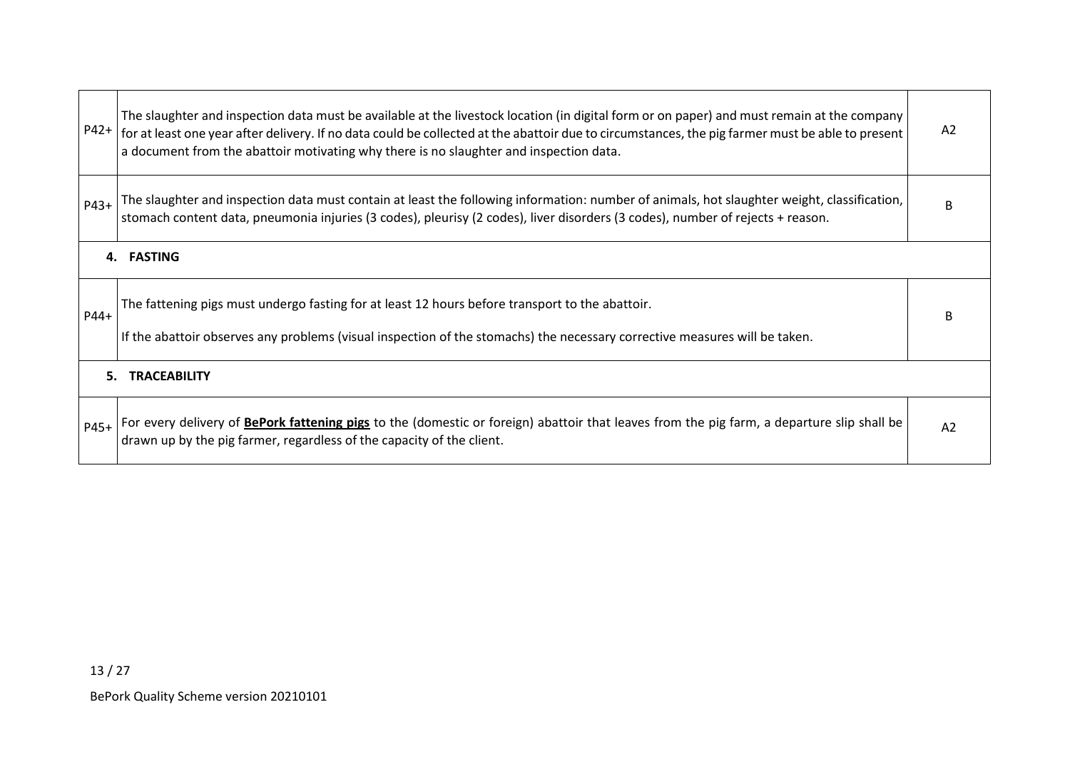| | | |
|---|---|---|
| P42+ | The slaughter and inspection data must be available at the livestock location (in digital form or on paper) and must remain at the company for at least one year after delivery. If no data could be collected at the abattoir due to circumstances, the pig farmer must be able to present a document from the abattoir motivating why there is no slaughter and inspection data. | A2 |
| P43+ | The slaughter and inspection data must contain at least the following information: number of animals, hot slaughter weight, classification, stomach content data, pneumonia injuries (3 codes), pleurisy (2 codes), liver disorders (3 codes), number of rejects + reason. | B |
| **4. FASTING** | | |
| P44+ | The fattening pigs must undergo fasting for at least 12 hours before transport to the abattoir.<br><br>If the abattoir observes any problems (visual inspection of the stomachs) the necessary corrective measures will be taken. | B |
| **5. TRACEABILITY** | | |
| P45+ | For every delivery of **BePork fattening pigs** to the (domestic or foreign) abattoir that leaves from the pig farm, a departure slip shall be drawn up by the pig farmer, regardless of the capacity of the client. | A2 |

BePork Quality Scheme version 20210101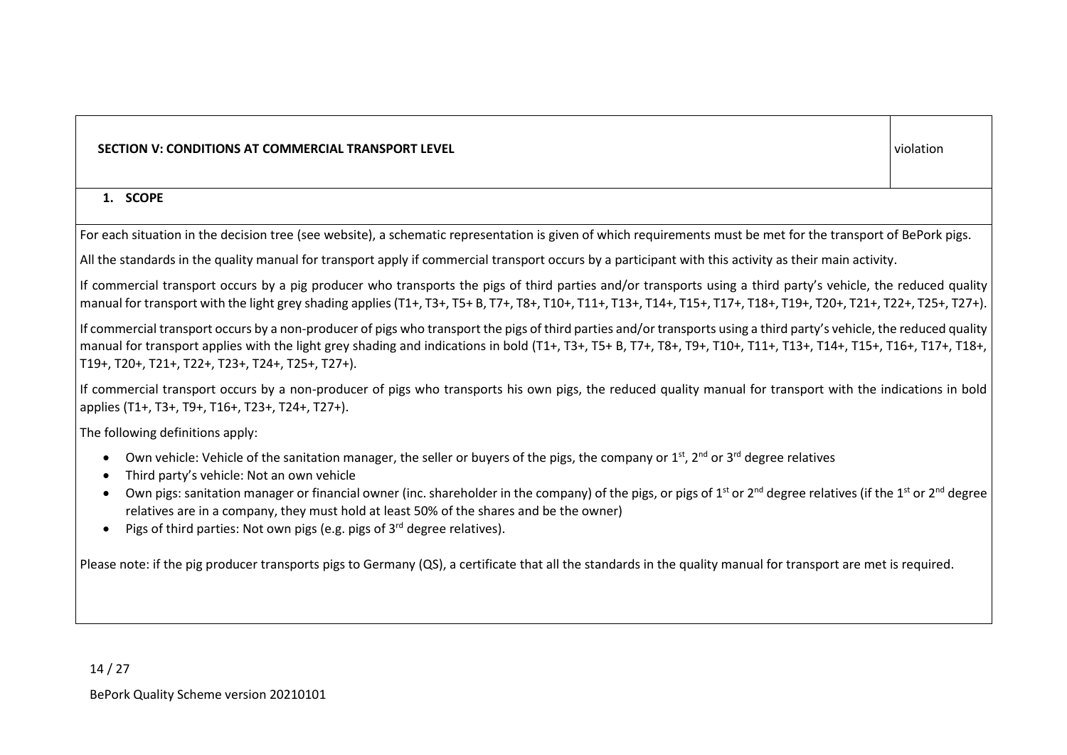| SECTION V: CONDITIONS AT COMMERCIAL TRANSPORT LEVEL | violation |
| --- | --- |

## 1. SCOPE

For each situation in the decision tree (see website), a schematic representation is given of which requirements must be met for the transport of BePork pigs.

All the standards in the quality manual for transport apply if commercial transport occurs by a participant with this activity as their main activity.

If commercial transport occurs by a pig producer who transports the pigs of third parties and/or transports using a third party's vehicle, the reduced quality manual for transport with the light grey shading applies (T1+, T3+, T5+ B, T7+, T8+, T10+, T11+, T13+, T14+, T15+, T17+, T18+, T19+, T20+, T21+, T22+, T25+, T27+).

If commercial transport occurs by a non-producer of pigs who transport the pigs of third parties and/or transports using a third party's vehicle, the reduced quality manual for transport applies with the light grey shading and indications in bold (T1+, T3+, T5+ B, T7+, T8+, T9+, T10+, T11+, T13+, T14+, T15+, T16+, T17+, T18+, T19+, T20+, T21+, T22+, T23+, T24+, T25+, T27+).

If commercial transport occurs by a non-producer of pigs who transports his own pigs, the reduced quality manual for transport with the indications in bold applies (T1+, T3+, T9+, T16+, T23+, T24+, T27+).

The following definitions apply:

- Own vehicle: Vehicle of the sanitation manager, the seller or buyers of the pigs, the company or 1st, 2nd or 3rd degree relatives
- Third party's vehicle: Not an own vehicle
- Own pigs: sanitation manager or financial owner (inc. shareholder in the company) of the pigs, or pigs of 1st or 2nd degree relatives (if the 1st or 2nd degree relatives are in a company, they must hold at least 50% of the shares and be the owner)
- Pigs of third parties: Not own pigs (e.g. pigs of 3rd degree relatives).

Please note: if the pig producer transports pigs to Germany (QS), a certificate that all the standards in the quality manual for transport are met is required.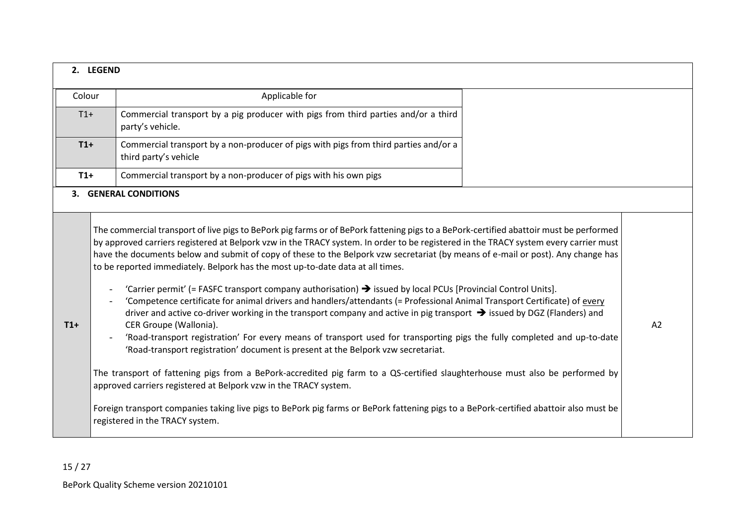## 2. LEGEND

| Colour | Applicable for |
|---|---|
| T1+ | Commercial transport by a pig producer with pigs from third parties and/or a third party's vehicle. |
| **T1+** | Commercial transport by a non-producer of pigs with pigs from third parties and/or a third party's vehicle |
| **T1+** | Commercial transport by a non-producer of pigs with his own pigs |

## 3. GENERAL CONDITIONS

| | | |
|---|---|---|
| **T1+** | The commercial transport of live pigs to BePork pig farms or of BePork fattening pigs to a BePork-certified abattoir must be performed by approved carriers registered at Belpork vzw in the TRACY system. In order to be registered in the TRACY system every carrier must have the documents below and submit of copy of these to the Belpork vzw secretariat (by means of e-mail or post). Any change has to be reported immediately. Belpork has the most up-to-date data at all times.<br><br>- 'Carrier permit' (= FASFC transport company authorisation) ➔ issued by local PCUs [Provincial Control Units].<br>- 'Competence certificate for animal drivers and handlers/attendants (= Professional Animal Transport Certificate) of <u>every</u> driver and active co-driver working in the transport company and active in pig transport ➔ issued by DGZ (Flanders) and CER Groupe (Wallonia).<br>- 'Road-transport registration' For every means of transport used for transporting pigs the fully completed and up-to-date 'Road-transport registration' document is present at the Belpork vzw secretariat.<br><br>The transport of fattening pigs from a BePork-accredited pig farm to a QS-certified slaughterhouse must also be performed by approved carriers registered at Belpork vzw in the TRACY system.<br><br>Foreign transport companies taking live pigs to BePork pig farms or BePork fattening pigs to a BePork-certified abattoir also must be registered in the TRACY system. | A2 |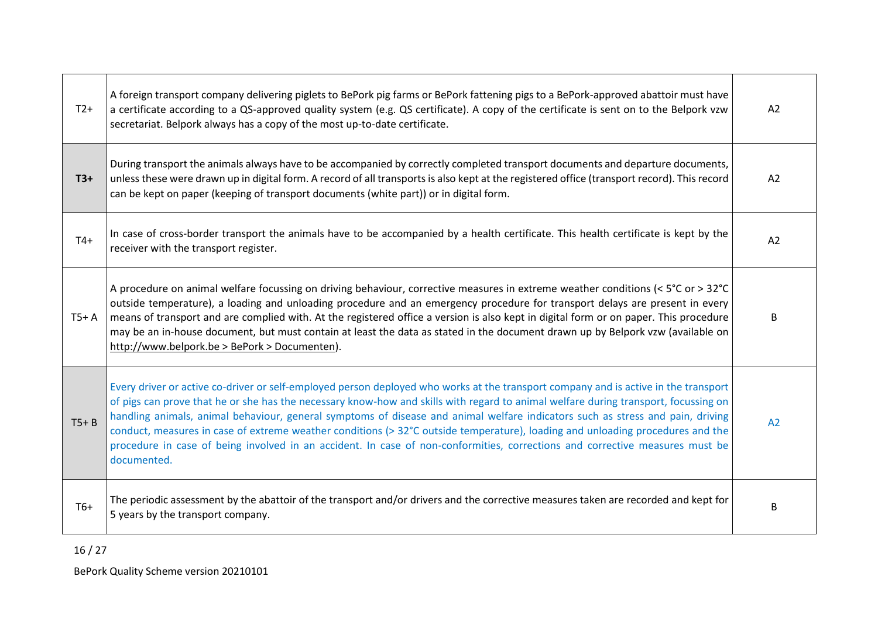| | | |
|---|---|---|
| T2+ | A foreign transport company delivering piglets to BePork pig farms or BePork fattening pigs to a BePork-approved abattoir must have a certificate according to a QS-approved quality system (e.g. QS certificate). A copy of the certificate is sent on to the Belpork vzw secretariat. Belpork always has a copy of the most up-to-date certificate. | A2 |
| **T3+** | During transport the animals always have to be accompanied by correctly completed transport documents and departure documents, unless these were drawn up in digital form. A record of all transports is also kept at the registered office (transport record). This record can be kept on paper (keeping of transport documents (white part)) or in digital form. | A2 |
| T4+ | In case of cross-border transport the animals have to be accompanied by a health certificate. This health certificate is kept by the receiver with the transport register. | A2 |
| T5+ A | A procedure on animal welfare focussing on driving behaviour, corrective measures in extreme weather conditions (< 5°C or > 32°C outside temperature), a loading and unloading procedure and an emergency procedure for transport delays are present in every means of transport and are complied with. At the registered office a version is also kept in digital form or on paper. This procedure may be an in-house document, but must contain at least the data as stated in the document drawn up by Belpork vzw (available on http://www.belpork.be > BePork > Documenten). | B |
| T5+ B | Every driver or active co-driver or self-employed person deployed who works at the transport company and is active in the transport of pigs can prove that he or she has the necessary know-how and skills with regard to animal welfare during transport, focussing on handling animals, animal behaviour, general symptoms of disease and animal welfare indicators such as stress and pain, driving conduct, measures in case of extreme weather conditions (> 32°C outside temperature), loading and unloading procedures and the procedure in case of being involved in an accident. In case of non-conformities, corrections and corrective measures must be documented. | A2 |
| T6+ | The periodic assessment by the abattoir of the transport and/or drivers and the corrective measures taken are recorded and kept for 5 years by the transport company. | B |

BePork Quality Scheme version 20210101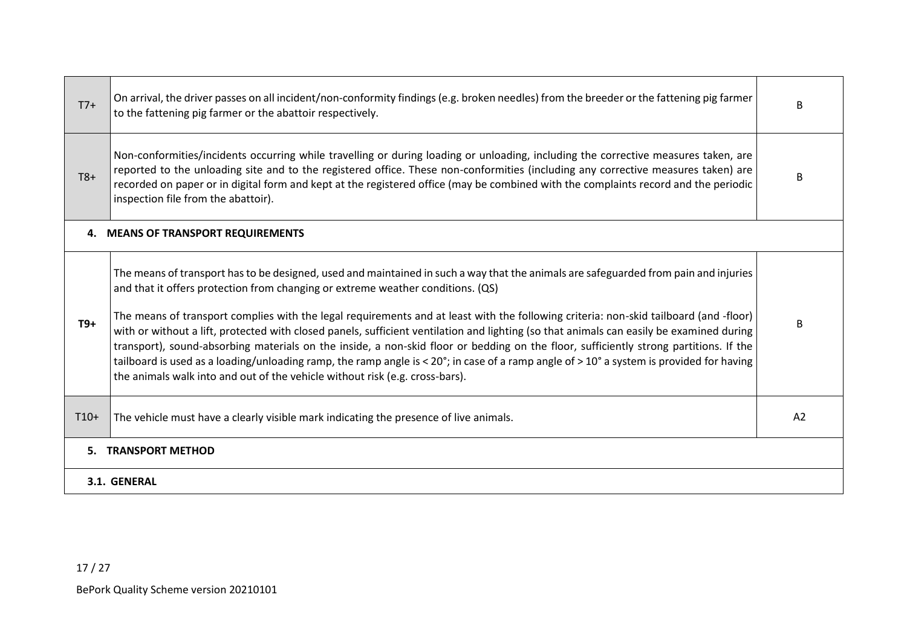| | | |
|---|---|---|
| T7+ | On arrival, the driver passes on all incident/non-conformity findings (e.g. broken needles) from the breeder or the fattening pig farmer to the fattening pig farmer or the abattoir respectively. | B |
| T8+ | Non-conformities/incidents occurring while travelling or during loading or unloading, including the corrective measures taken, are reported to the unloading site and to the registered office. These non-conformities (including any corrective measures taken) are recorded on paper or in digital form and kept at the registered office (may be combined with the complaints record and the periodic inspection file from the abattoir). | B |
| **4. MEANS OF TRANSPORT REQUIREMENTS** | | |
| **T9+** | The means of transport has to be designed, used and maintained in such a way that the animals are safeguarded from pain and injuries and that it offers protection from changing or extreme weather conditions. (QS)<br><br>The means of transport complies with the legal requirements and at least with the following criteria: non-skid tailboard (and -floor) with or without a lift, protected with closed panels, sufficient ventilation and lighting (so that animals can easily be examined during transport), sound-absorbing materials on the inside, a non-skid floor or bedding on the floor, sufficiently strong partitions. If the tailboard is used as a loading/unloading ramp, the ramp angle is < 20°; in case of a ramp angle of > 10° a system is provided for having the animals walk into and out of the vehicle without risk (e.g. cross-bars). | B |
| T10+ | The vehicle must have a clearly visible mark indicating the presence of live animals. | A2 |
| **5. TRANSPORT METHOD** | | |
| **3.1. GENERAL** | | |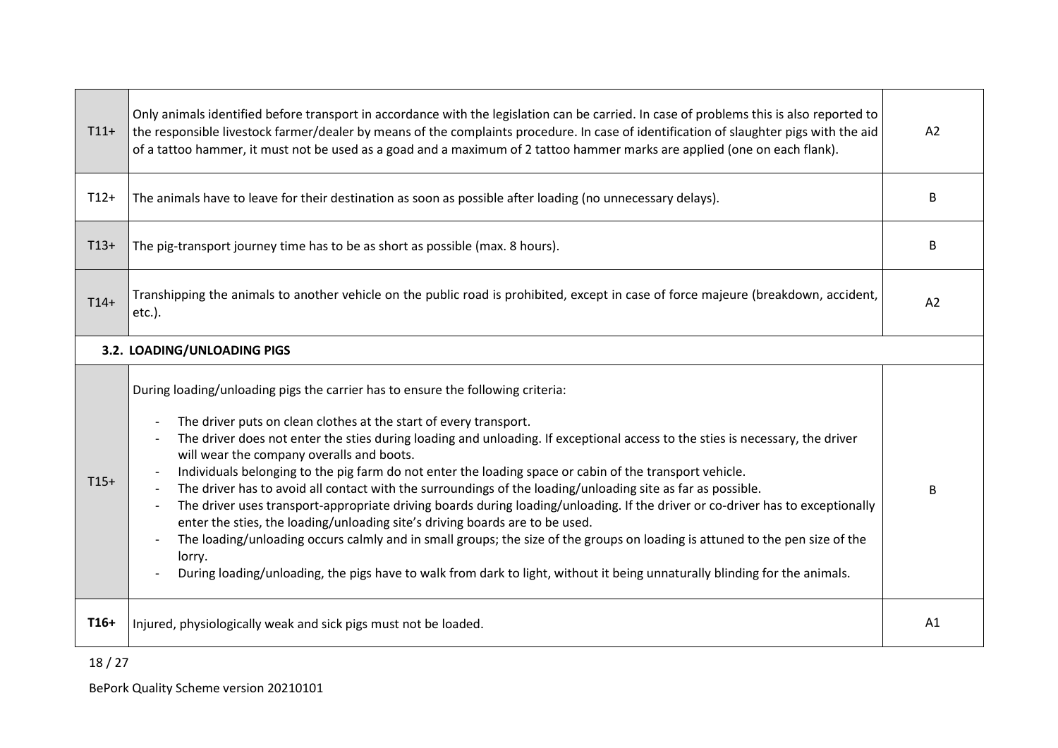| | | |
|---|---|---|
| T11+ | Only animals identified before transport in accordance with the legislation can be carried. In case of problems this is also reported to the responsible livestock farmer/dealer by means of the complaints procedure. In case of identification of slaughter pigs with the aid of a tattoo hammer, it must not be used as a goad and a maximum of 2 tattoo hammer marks are applied (one on each flank). | A2 |
| T12+ | The animals have to leave for their destination as soon as possible after loading (no unnecessary delays). | B |
| T13+ | The pig-transport journey time has to be as short as possible (max. 8 hours). | B |
| T14+ | Transhipping the animals to another vehicle on the public road is prohibited, except in case of force majeure (breakdown, accident, etc.). | A2 |
| **3.2. LOADING/UNLOADING PIGS** | | |
| T15+ | During loading/unloading pigs the carrier has to ensure the following criteria:<br>- The driver puts on clean clothes at the start of every transport.<br>- The driver does not enter the sties during loading and unloading. If exceptional access to the sties is necessary, the driver will wear the company overalls and boots.<br>- Individuals belonging to the pig farm do not enter the loading space or cabin of the transport vehicle.<br>- The driver has to avoid all contact with the surroundings of the loading/unloading site as far as possible.<br>- The driver uses transport-appropriate driving boards during loading/unloading. If the driver or co-driver has to exceptionally enter the sties, the loading/unloading site's driving boards are to be used.<br>- The loading/unloading occurs calmly and in small groups; the size of the groups on loading is attuned to the pen size of the lorry.<br>- During loading/unloading, the pigs have to walk from dark to light, without it being unnaturally blinding for the animals. | B |
| **T16+** | Injured, physiologically weak and sick pigs must not be loaded. | A1 |

BePork Quality Scheme version 20210101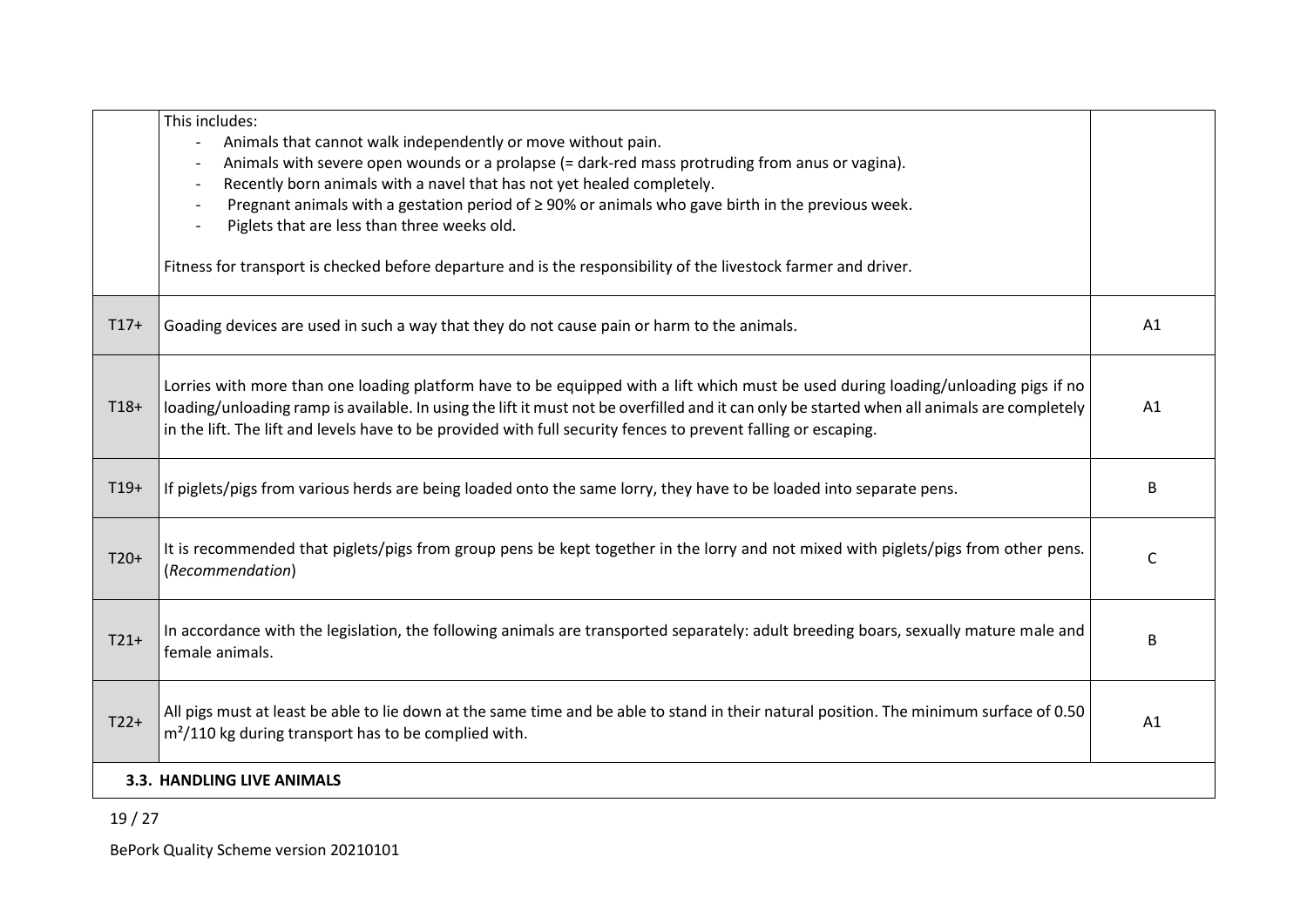| | | |
|---|---|---|
| | This includes:<br>- Animals that cannot walk independently or move without pain.<br>- Animals with severe open wounds or a prolapse (= dark-red mass protruding from anus or vagina).<br>- Recently born animals with a navel that has not yet healed completely.<br>- Pregnant animals with a gestation period of ≥ 90% or animals who gave birth in the previous week.<br>- Piglets that are less than three weeks old.<br><br>Fitness for transport is checked before departure and is the responsibility of the livestock farmer and driver. | |
| T17+ | Goading devices are used in such a way that they do not cause pain or harm to the animals. | A1 |
| T18+ | Lorries with more than one loading platform have to be equipped with a lift which must be used during loading/unloading pigs if no loading/unloading ramp is available. In using the lift it must not be overfilled and it can only be started when all animals are completely in the lift. The lift and levels have to be provided with full security fences to prevent falling or escaping. | A1 |
| T19+ | If piglets/pigs from various herds are being loaded onto the same lorry, they have to be loaded into separate pens. | B |
| T20+ | It is recommended that piglets/pigs from group pens be kept together in the lorry and not mixed with piglets/pigs from other pens. (*Recommendation*) | C |
| T21+ | In accordance with the legislation, the following animals are transported separately: adult breeding boars, sexually mature male and female animals. | B |
| T22+ | All pigs must at least be able to lie down at the same time and be able to stand in their natural position. The minimum surface of 0.50 $m^2$/110 kg during transport has to be complied with. | A1 |

**3.3. HANDLING LIVE ANIMALS**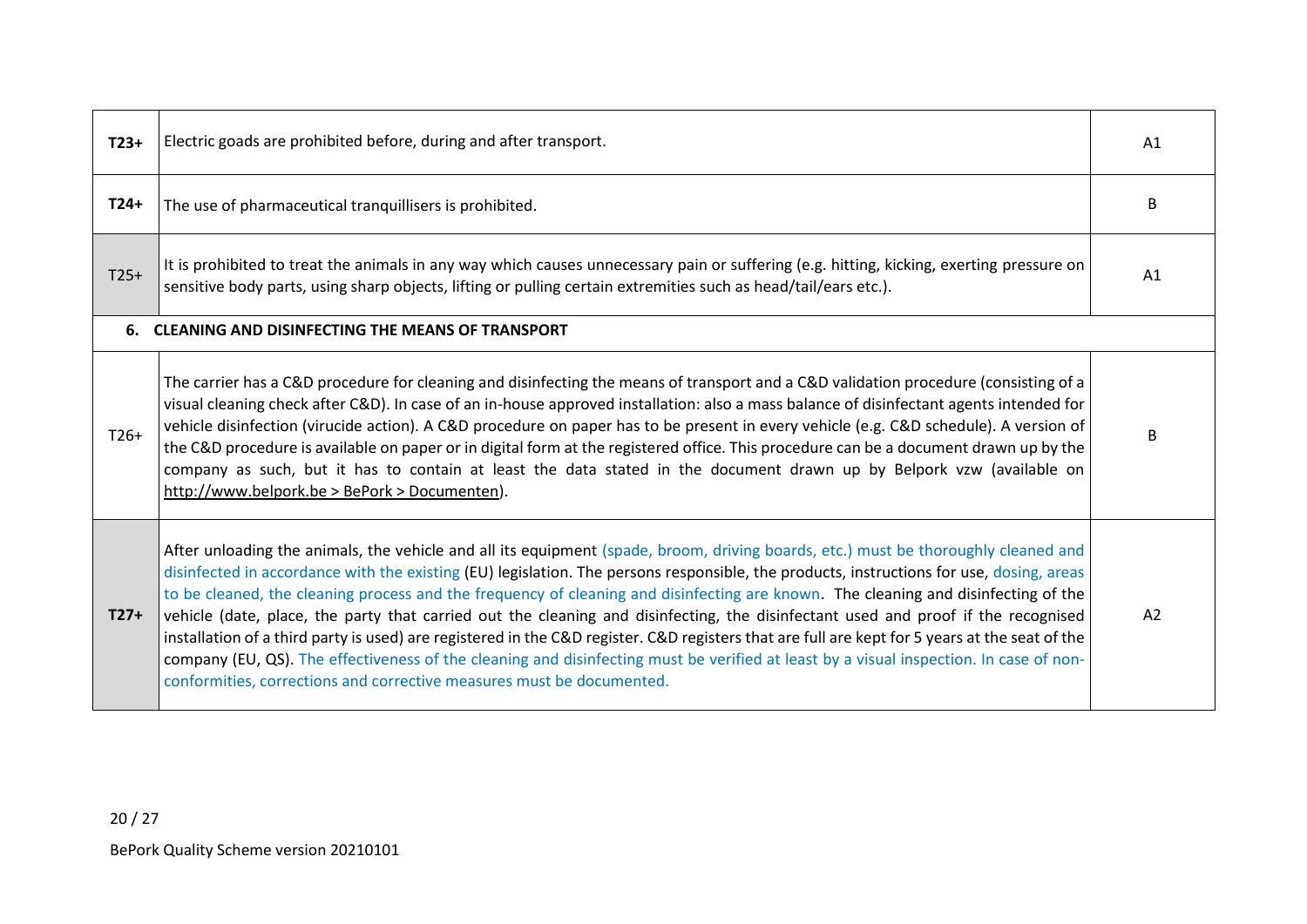| | | |
|---|---|---|
| **T23+** | Electric goads are prohibited before, during and after transport. | A1 |
| **T24+** | The use of pharmaceutical tranquillisers is prohibited. | B |
| T25+ | It is prohibited to treat the animals in any way which causes unnecessary pain or suffering (e.g. hitting, kicking, exerting pressure on sensitive body parts, using sharp objects, lifting or pulling certain extremities such as head/tail/ears etc.). | A1 |
| **6. CLEANING AND DISINFECTING THE MEANS OF TRANSPORT** | | |
| T26+ | The carrier has a C&D procedure for cleaning and disinfecting the means of transport and a C&D validation procedure (consisting of a visual cleaning check after C&D). In case of an in-house approved installation: also a mass balance of disinfectant agents intended for vehicle disinfection (virucide action). A C&D procedure on paper has to be present in every vehicle (e.g. C&D schedule). A version of the C&D procedure is available on paper or in digital form at the registered office. This procedure can be a document drawn up by the company as such, but it has to contain at least the data stated in the document drawn up by Belpork vzw (available on http://www.belpork.be > BePork > Documenten). | B |
| **T27+** | After unloading the animals, the vehicle and all its equipment (spade, broom, driving boards, etc.) must be thoroughly cleaned and disinfected in accordance with the existing (EU) legislation. The persons responsible, the products, instructions for use, dosing, areas to be cleaned, the cleaning process and the frequency of cleaning and disinfecting are known. The cleaning and disinfecting of the vehicle (date, place, the party that carried out the cleaning and disinfecting, the disinfectant used and proof if the recognised installation of a third party is used) are registered in the C&D register. C&D registers that are full are kept for 5 years at the seat of the company (EU, QS). The effectiveness of the cleaning and disinfecting must be verified at least by a visual inspection. In case of non-conformities, corrections and corrective measures must be documented. | A2 |

BePork Quality Scheme version 20210101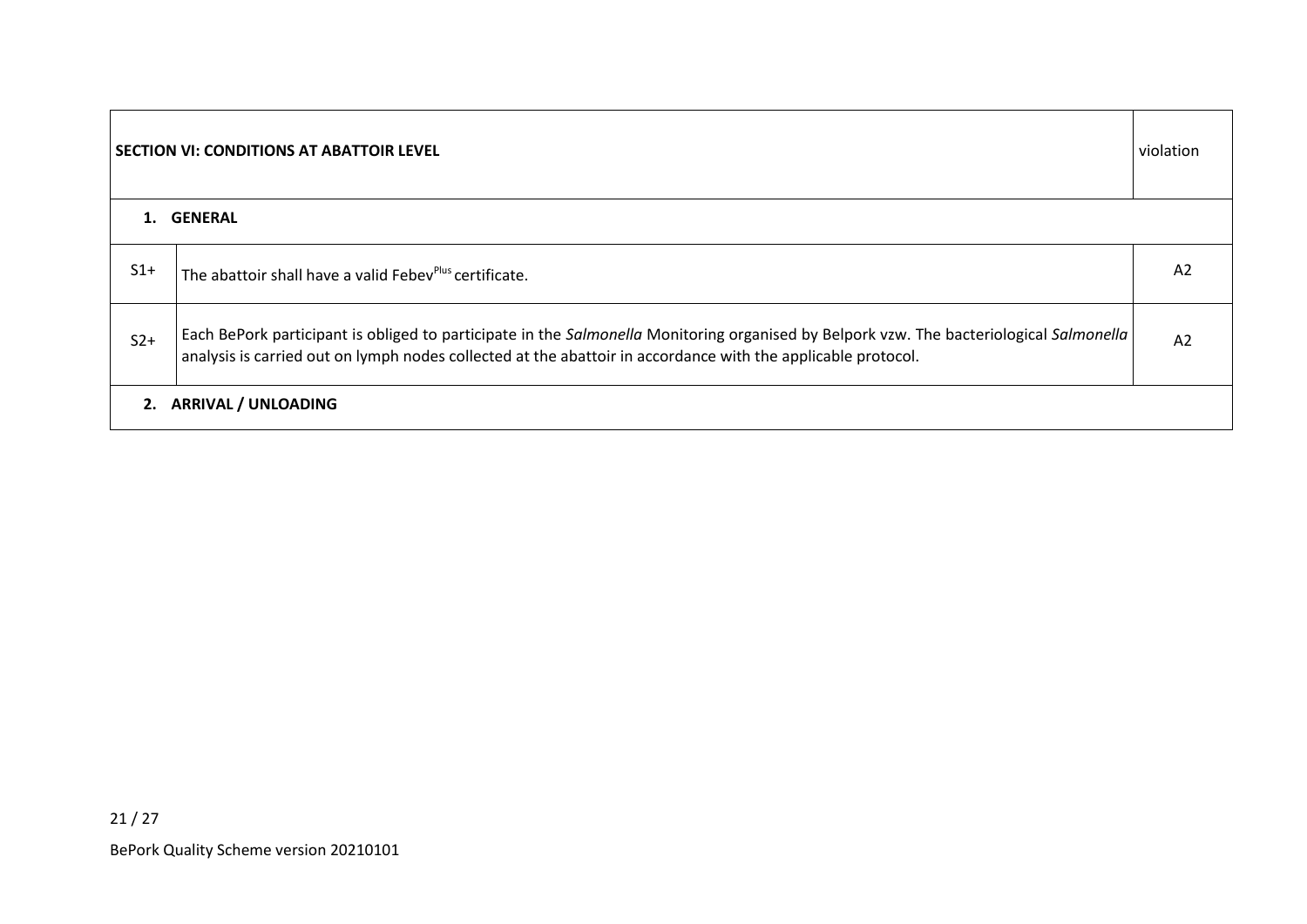| SECTION VI: CONDITIONS AT ABATTOIR LEVEL | | violation |
|---|---|---|
| **1. GENERAL** | | |
| S1+ | The abattoir shall have a valid Febev[Plus] certificate. | A2 |
| S2+ | Each BePork participant is obliged to participate in the *Salmonella* Monitoring organised by Belpork vzw. The bacteriological *Salmonella* analysis is carried out on lymph nodes collected at the abattoir in accordance with the applicable protocol. | A2 |
| **2. ARRIVAL / UNLOADING** | | |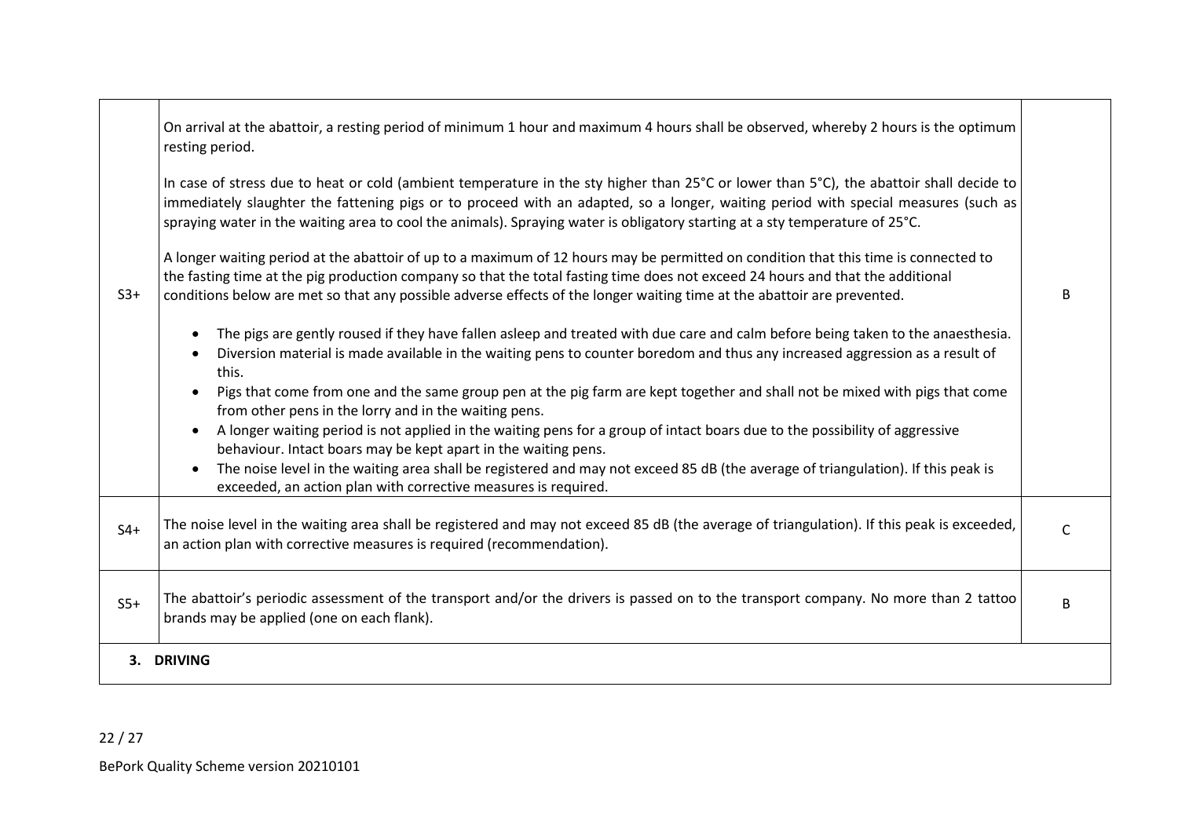| | | |
|---|---|---|
| S3+ | On arrival at the abattoir, a resting period of minimum 1 hour and maximum 4 hours shall be observed, whereby 2 hours is the optimum resting period.<br><br>In case of stress due to heat or cold (ambient temperature in the sty higher than 25°C or lower than 5°C), the abattoir shall decide to immediately slaughter the fattening pigs or to proceed with an adapted, so a longer, waiting period with special measures (such as spraying water in the waiting area to cool the animals). Spraying water is obligatory starting at a sty temperature of 25°C.<br><br>A longer waiting period at the abattoir of up to a maximum of 12 hours may be permitted on condition that this time is connected to the fasting time at the pig production company so that the total fasting time does not exceed 24 hours and that the additional conditions below are met so that any possible adverse effects of the longer waiting time at the abattoir are prevented.<br><br>• The pigs are gently roused if they have fallen asleep and treated with due care and calm before being taken to the anaesthesia.<br>• Diversion material is made available in the waiting pens to counter boredom and thus any increased aggression as a result of this.<br>• Pigs that come from one and the same group pen at the pig farm are kept together and shall not be mixed with pigs that come from other pens in the lorry and in the waiting pens.<br>• A longer waiting period is not applied in the waiting pens for a group of intact boars due to the possibility of aggressive behaviour. Intact boars may be kept apart in the waiting pens.<br>• The noise level in the waiting area shall be registered and may not exceed 85 dB (the average of triangulation). If this peak is exceeded, an action plan with corrective measures is required. | B |
| S4+ | The noise level in the waiting area shall be registered and may not exceed 85 dB (the average of triangulation). If this peak is exceeded, an action plan with corrective measures is required (recommendation). | C |
| S5+ | The abattoir's periodic assessment of the transport and/or the drivers is passed on to the transport company. No more than 2 tattoo brands may be applied (one on each flank). | B |

**3. DRIVING**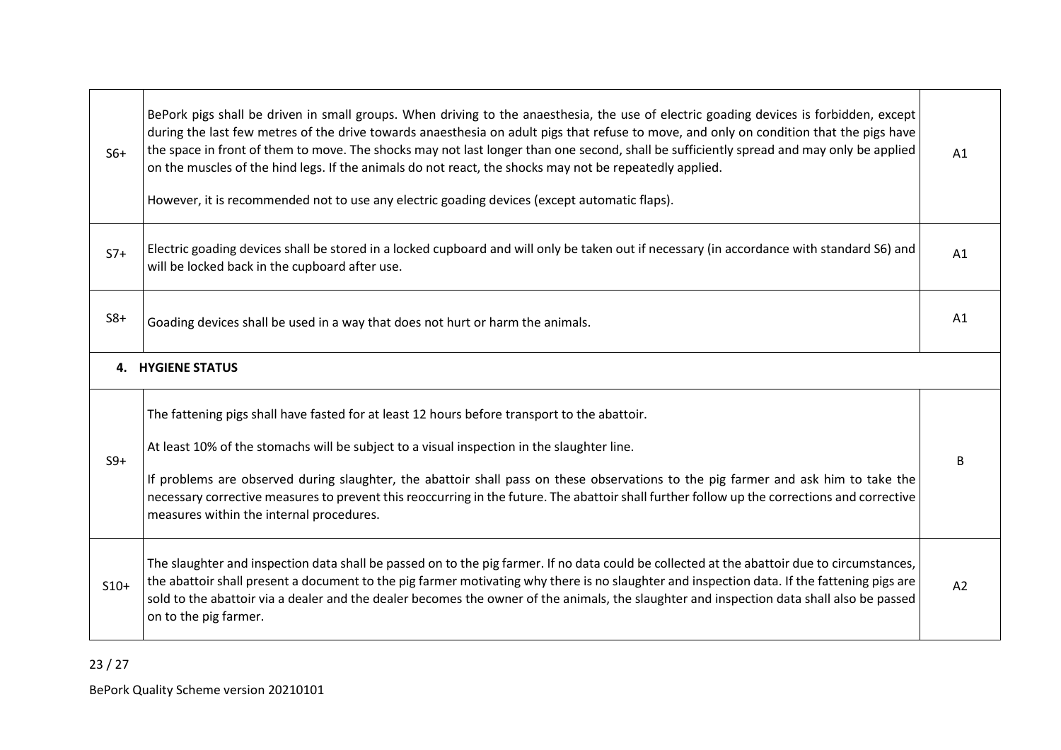| | | |
|---|---|---|
| S6+ | BePork pigs shall be driven in small groups. When driving to the anaesthesia, the use of electric goading devices is forbidden, except during the last few metres of the drive towards anaesthesia on adult pigs that refuse to move, and only on condition that the pigs have the space in front of them to move. The shocks may not last longer than one second, shall be sufficiently spread and may only be applied on the muscles of the hind legs. If the animals do not react, the shocks may not be repeatedly applied.<br><br>However, it is recommended not to use any electric goading devices (except automatic flaps). | A1 |
| S7+ | Electric goading devices shall be stored in a locked cupboard and will only be taken out if necessary (in accordance with standard S6) and will be locked back in the cupboard after use. | A1 |
| S8+ | Goading devices shall be used in a way that does not hurt or harm the animals. | A1 |
| **4. HYGIENE STATUS** | | |
| S9+ | The fattening pigs shall have fasted for at least 12 hours before transport to the abattoir.<br><br>At least 10% of the stomachs will be subject to a visual inspection in the slaughter line.<br><br>If problems are observed during slaughter, the abattoir shall pass on these observations to the pig farmer and ask him to take the necessary corrective measures to prevent this reoccurring in the future. The abattoir shall further follow up the corrections and corrective measures within the internal procedures. | B |
| S10+ | The slaughter and inspection data shall be passed on to the pig farmer. If no data could be collected at the abattoir due to circumstances, the abattoir shall present a document to the pig farmer motivating why there is no slaughter and inspection data. If the fattening pigs are sold to the abattoir via a dealer and the dealer becomes the owner of the animals, the slaughter and inspection data shall also be passed on to the pig farmer. | A2 |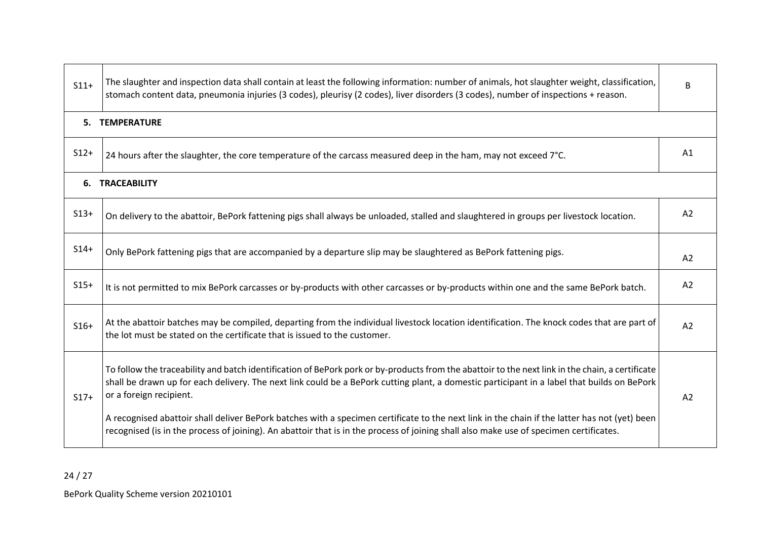| | | |
|---|---|---|
| S11+ | The slaughter and inspection data shall contain at least the following information: number of animals, hot slaughter weight, classification, stomach content data, pneumonia injuries (3 codes), pleurisy (2 codes), liver disorders (3 codes), number of inspections + reason. | B |
| **5. TEMPERATURE** | | |
| S12+ | 24 hours after the slaughter, the core temperature of the carcass measured deep in the ham, may not exceed 7°C. | A1 |
| **6. TRACEABILITY** | | |
| S13+ | On delivery to the abattoir, BePork fattening pigs shall always be unloaded, stalled and slaughtered in groups per livestock location. | A2 |
| S14+ | Only BePork fattening pigs that are accompanied by a departure slip may be slaughtered as BePork fattening pigs. | A2 |
| S15+ | It is not permitted to mix BePork carcasses or by-products with other carcasses or by-products within one and the same BePork batch. | A2 |
| S16+ | At the abattoir batches may be compiled, departing from the individual livestock location identification. The knock codes that are part of the lot must be stated on the certificate that is issued to the customer. | A2 |
| S17+ | To follow the traceability and batch identification of BePork pork or by-products from the abattoir to the next link in the chain, a certificate shall be drawn up for each delivery. The next link could be a BePork cutting plant, a domestic participant in a label that builds on BePork or a foreign recipient.<br><br>A recognised abattoir shall deliver BePork batches with a specimen certificate to the next link in the chain if the latter has not (yet) been recognised (is in the process of joining). An abattoir that is in the process of joining shall also make use of specimen certificates. | A2 |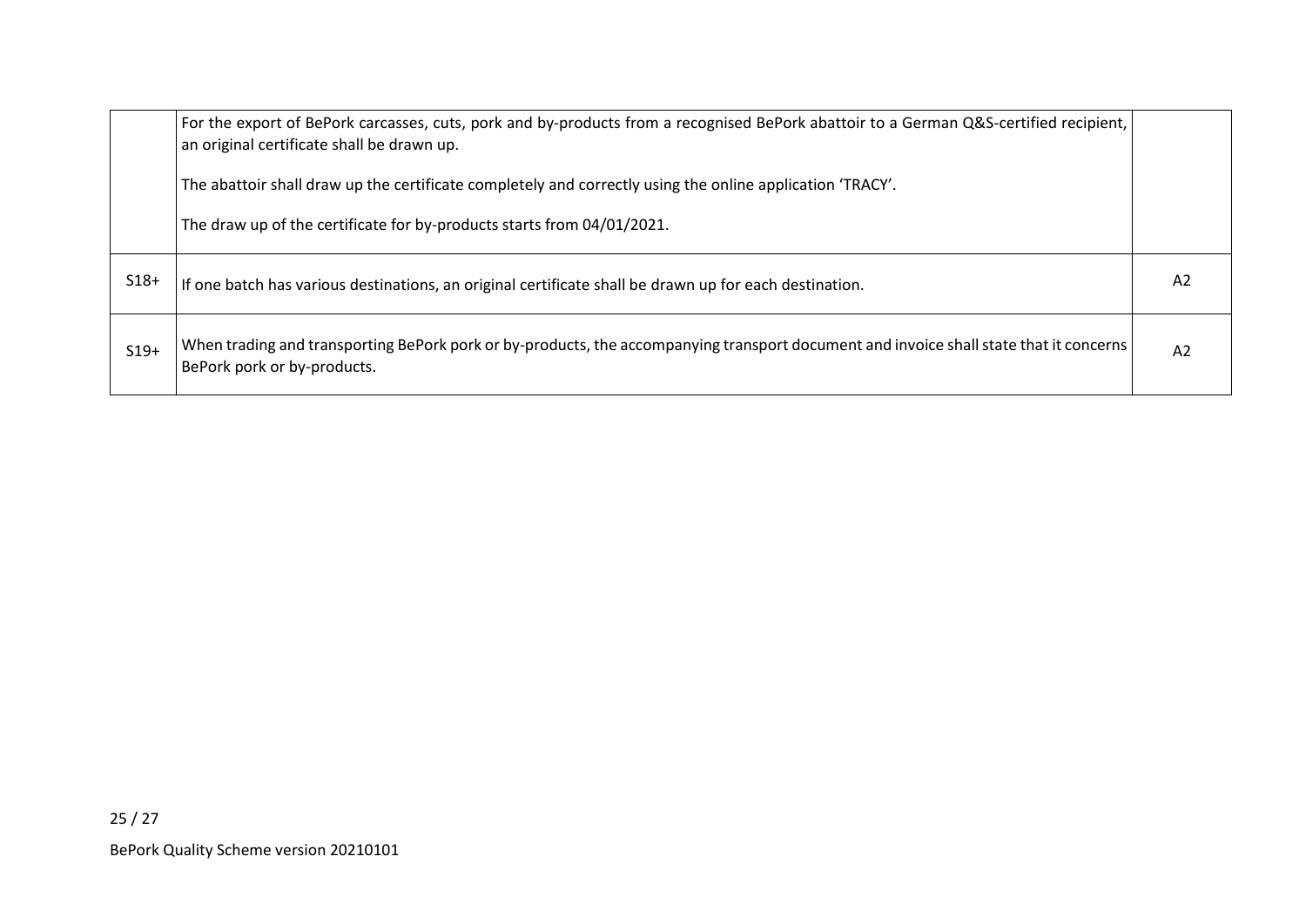|  |  |  |
| --- | --- | --- |
|  | For the export of BePork carcasses, cuts, pork and by-products from a recognised BePork abattoir to a German Q&S-certified recipient, an original certificate shall be drawn up.<br><br>The abattoir shall draw up the certificate completely and correctly using the online application 'TRACY'.<br><br>The draw up of the certificate for by-products starts from 04/01/2021. |  |
| S18+ | If one batch has various destinations, an original certificate shall be drawn up for each destination. | A2 |
| S19+ | When trading and transporting BePork pork or by-products, the accompanying transport document and invoice shall state that it concerns BePork pork or by-products. | A2 |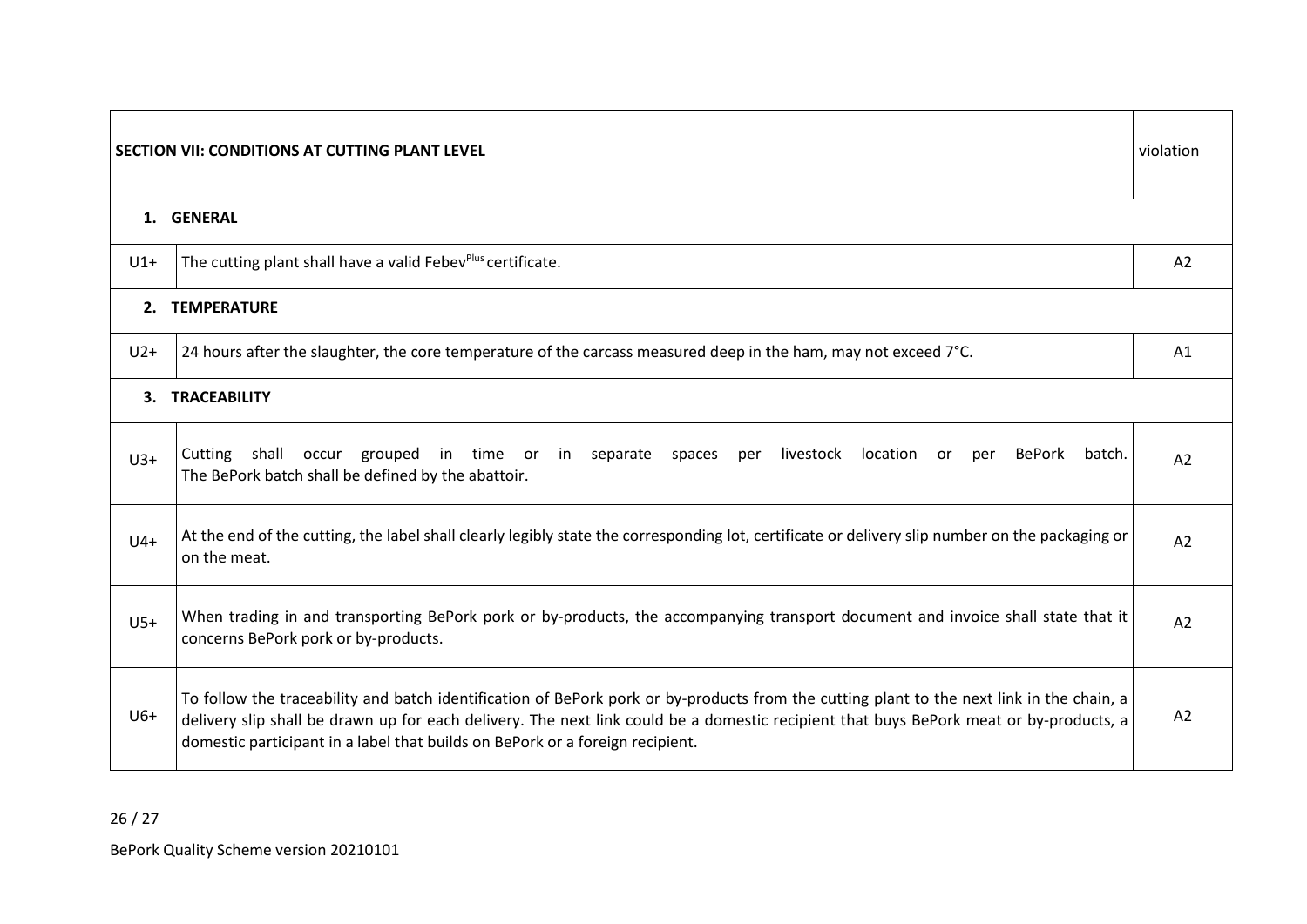| SECTION VII: CONDITIONS AT CUTTING PLANT LEVEL | | violation |
|---|---|---|
| **1. GENERAL** | | |
| U1+ | The cutting plant shall have a valid Febev[Plus] certificate. | A2 |
| **2. TEMPERATURE** | | |
| U2+ | 24 hours after the slaughter, the core temperature of the carcass measured deep in the ham, may not exceed 7°C. | A1 |
| **3. TRACEABILITY** | | |
| U3+ | Cutting shall occur grouped in time or in separate spaces per livestock location or per BePork batch. The BePork batch shall be defined by the abattoir. | A2 |
| U4+ | At the end of the cutting, the label shall clearly legibly state the corresponding lot, certificate or delivery slip number on the packaging or on the meat. | A2 |
| U5+ | When trading in and transporting BePork pork or by-products, the accompanying transport document and invoice shall state that it concerns BePork pork or by-products. | A2 |
| U6+ | To follow the traceability and batch identification of BePork pork or by-products from the cutting plant to the next link in the chain, a delivery slip shall be drawn up for each delivery. The next link could be a domestic recipient that buys BePork meat or by-products, a domestic participant in a label that builds on BePork or a foreign recipient. | A2 |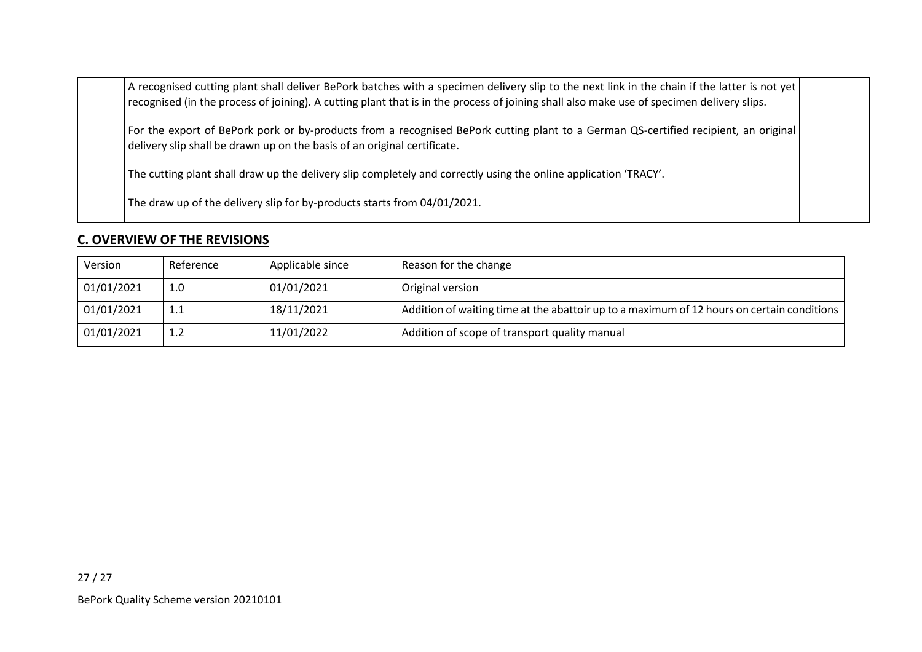| | | |
|---|---|---|
| | A recognised cutting plant shall deliver BePork batches with a specimen delivery slip to the next link in the chain if the latter is not yet recognised (in the process of joining). A cutting plant that is in the process of joining shall also make use of specimen delivery slips.<br><br>For the export of BePork pork or by-products from a recognised BePork cutting plant to a German QS-certified recipient, an original delivery slip shall be drawn up on the basis of an original certificate.<br><br>The cutting plant shall draw up the delivery slip completely and correctly using the online application 'TRACY'.<br><br>The draw up of the delivery slip for by-products starts from 04/01/2021. | |

## C. OVERVIEW OF THE REVISIONS

| Version | Reference | Applicable since | Reason for the change |
|---|---|---|---|
| 01/01/2021 | 1.0 | 01/01/2021 | Original version |
| 01/01/2021 | 1.1 | 18/11/2021 | Addition of waiting time at the abattoir up to a maximum of 12 hours on certain conditions |
| 01/01/2021 | 1.2 | 11/01/2022 | Addition of scope of transport quality manual |